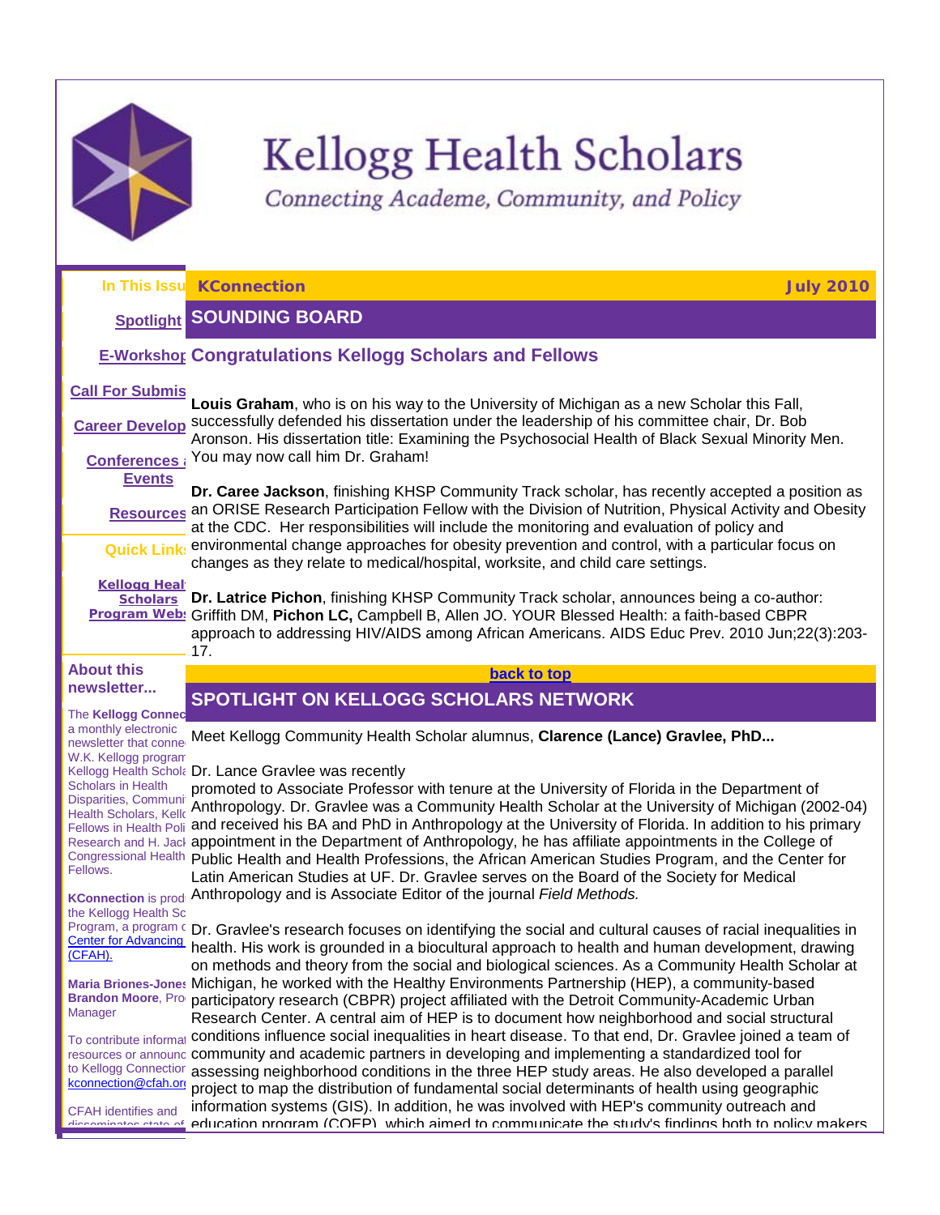# Kellogg Health Scholars

*Connecting Academe, Community, and Policy*

**In This Issue**

[Spotlight](#)

[E-Workshop](#)

[Call For Submis...](#)

[Career Develop...](#)

[Conferences & Events](#)

[Resources](#)

**Quick Links**

[Kellogg Health Scholars Program Web...](#)

**About this newsletter...**

The **Kellogg Connec...** a monthly electronic newsletter that conne... W.K. Kellogg program... Kellogg Health Schola... Scholars in Health Disparities, Communi... Health Scholars, Kello... Fellows in Health Poli... Research and H. Jack... Congressional Health... Fellows.

**KConnection** is prod... the Kellogg Health Sc... Program, a program o... [Center for Advancing... (CFAH).](#)

**Maria Briones-Jones**... **Brandon Moore**, Pro... Manager

To contribute informat... resources or announc... to Kellogg Connection... [kconnection@cfah.or...](mailto:kconnection@cfah.org)

CFAH identifies and disseminates state of...

**KConnection** — **July 2010**

## SOUNDING BOARD

### Congratulations Kellogg Scholars and Fellows

**Louis Graham**, who is on his way to the University of Michigan as a new Scholar this Fall, successfully defended his dissertation under the leadership of his committee chair, Dr. Bob Aronson. His dissertation title: Examining the Psychosocial Health of Black Sexual Minority Men. You may now call him Dr. Graham!

**Dr. Caree Jackson**, finishing KHSP Community Track scholar, has recently accepted a position as an ORISE Research Participation Fellow with the Division of Nutrition, Physical Activity and Obesity at the CDC. Her responsibilities will include the monitoring and evaluation of policy and environmental change approaches for obesity prevention and control, with a particular focus on changes as they relate to medical/hospital, worksite, and child care settings.

**Dr. Latrice Pichon**, finishing KHSP Community Track scholar, announces being a co-author: Griffith DM, **Pichon LC,** Campbell B, Allen JO. YOUR Blessed Health: a faith-based CBPR approach to addressing HIV/AIDS among African Americans. AIDS Educ Prev. 2010 Jun;22(3):203-17.

[back to top](#)

## SPOTLIGHT ON KELLOGG SCHOLARS NETWORK

Meet Kellogg Community Health Scholar alumnus, **Clarence (Lance) Gravlee, PhD...**

Dr. Lance Gravlee was recently promoted to Associate Professor with tenure at the University of Florida in the Department of Anthropology. Dr. Gravlee was a Community Health Scholar at the University of Michigan (2002-04) and received his BA and PhD in Anthropology at the University of Florida. In addition to his primary appointment in the Department of Anthropology, he has affiliate appointments in the College of Public Health and Health Professions, the African American Studies Program, and the Center for Latin American Studies at UF. Dr. Gravlee serves on the Board of the Society for Medical Anthropology and is Associate Editor of the journal *Field Methods.*

Dr. Gravlee's research focuses on identifying the social and cultural causes of racial inequalities in health. His work is grounded in a biocultural approach to health and human development, drawing on methods and theory from the social and biological sciences. As a Community Health Scholar at Michigan, he worked with the Healthy Environments Partnership (HEP), a community-based participatory research (CBPR) project affiliated with the Detroit Community-Academic Urban Research Center. A central aim of HEP is to document how neighborhood and social structural conditions influence social inequalities in heart disease. To that end, Dr. Gravlee joined a team of community and academic partners in developing and implementing a standardized tool for assessing neighborhood conditions in the three HEP study areas. He also developed a parallel project to map the distribution of fundamental social determinants of health using geographic information systems (GIS). In addition, he was involved with HEP's community outreach and education program (COEP), which aimed to communicate the study's findings both to policy makers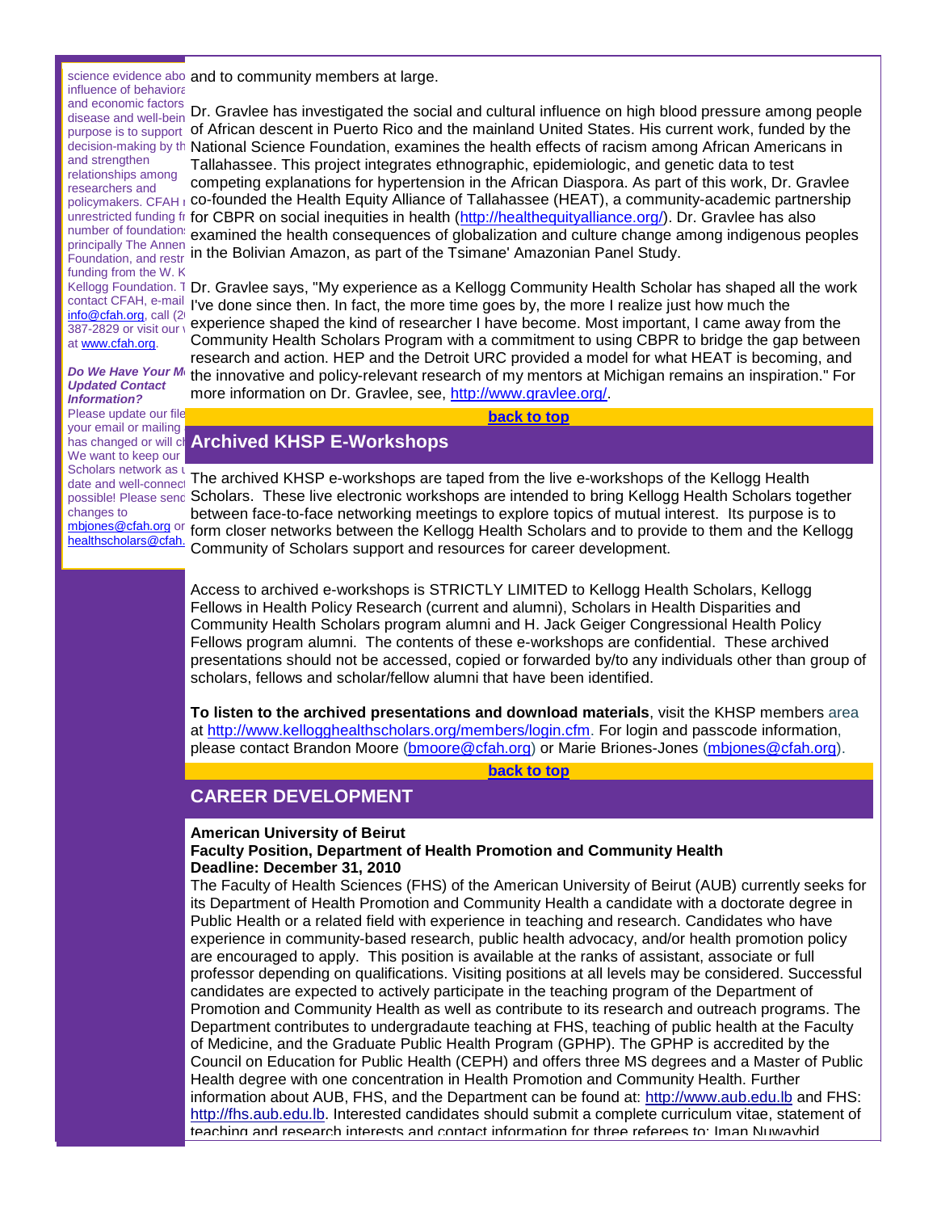science evidence abo influence of behaviora and economic factors disease and well-bein purpose is to support decision-making by th and strengthen relationships among researchers and policymakers. CFAH r unrestricted funding fr number of foundation principally The Annen Foundation, and restr funding from the W. K Kellogg Foundation. T contact CFAH, e-mail info@cfah.org, call (2 387-2829 or visit our w at www.cfah.org.

***Do We Have Your M Updated Contact Information?***

Please update our file your email or mailing has changed or will ch We want to keep our Scholars network as u date and well-connect possible! Please send changes to mbjones@cfah.org or healthscholars@cfah.

and to community members at large.

Dr. Gravlee has investigated the social and cultural influence on high blood pressure among people of African descent in Puerto Rico and the mainland United States. His current work, funded by the National Science Foundation, examines the health effects of racism among African Americans in Tallahassee. This project integrates ethnographic, epidemiologic, and genetic data to test competing explanations for hypertension in the African Diaspora. As part of this work, Dr. Gravlee co-founded the Health Equity Alliance of Tallahassee (HEAT), a community-academic partnership for CBPR on social inequities in health (http://healthequityalliance.org/). Dr. Gravlee has also examined the health consequences of globalization and culture change among indigenous peoples in the Bolivian Amazon, as part of the Tsimane' Amazonian Panel Study.

Dr. Gravlee says, "My experience as a Kellogg Community Health Scholar has shaped all the work I've done since then. In fact, the more time goes by, the more I realize just how much the experience shaped the kind of researcher I have become. Most important, I came away from the Community Health Scholars Program with a commitment to using CBPR to bridge the gap between research and action. HEP and the Detroit URC provided a model for what HEAT is becoming, and the innovative and policy-relevant research of my mentors at Michigan remains an inspiration." For more information on Dr. Gravlee, see, http://www.gravlee.org/.

**back to top**

## Archived KHSP E-Workshops

The archived KHSP e-workshops are taped from the live e-workshops of the Kellogg Health Scholars. These live electronic workshops are intended to bring Kellogg Health Scholars together between face-to-face networking meetings to explore topics of mutual interest. Its purpose is to form closer networks between the Kellogg Health Scholars and to provide to them and the Kellogg Community of Scholars support and resources for career development.

Access to archived e-workshops is STRICTLY LIMITED to Kellogg Health Scholars, Kellogg Fellows in Health Policy Research (current and alumni), Scholars in Health Disparities and Community Health Scholars program alumni and H. Jack Geiger Congressional Health Policy Fellows program alumni. The contents of these e-workshops are confidential. These archived presentations should not be accessed, copied or forwarded by/to any individuals other than group of scholars, fellows and scholar/fellow alumni that have been identified.

**To listen to the archived presentations and download materials**, visit the KHSP members area at http://www.kellogghealthscholars.org/members/login.cfm. For login and passcode information, please contact Brandon Moore (bmoore@cfah.org) or Marie Briones-Jones (mbjones@cfah.org).

**back to top**

## CAREER DEVELOPMENT

**American University of Beirut**
**Faculty Position, Department of Health Promotion and Community Health**
**Deadline: December 31, 2010**

The Faculty of Health Sciences (FHS) of the American University of Beirut (AUB) currently seeks for its Department of Health Promotion and Community Health a candidate with a doctorate degree in Public Health or a related field with experience in teaching and research. Candidates who have experience in community-based research, public health advocacy, and/or health promotion policy are encouraged to apply. This position is available at the ranks of assistant, associate or full professor depending on qualifications. Visiting positions at all levels may be considered. Successful candidates are expected to actively participate in the teaching program of the Department of Promotion and Community Health as well as contribute to its research and outreach programs. The Department contributes to undergraduate teaching at FHS, teaching of public health at the Faculty of Medicine, and the Graduate Public Health Program (GPHP). The GPHP is accredited by the Council on Education for Public Health (CEPH) and offers three MS degrees and a Master of Public Health degree with one concentration in Health Promotion and Community Health. Further information about AUB, FHS, and the Department can be found at: http://www.aub.edu.lb and FHS: http://fhs.aub.edu.lb. Interested candidates should submit a complete curriculum vitae, statement of teaching and research interests and contact information for three referees to: Iman Nuwayhid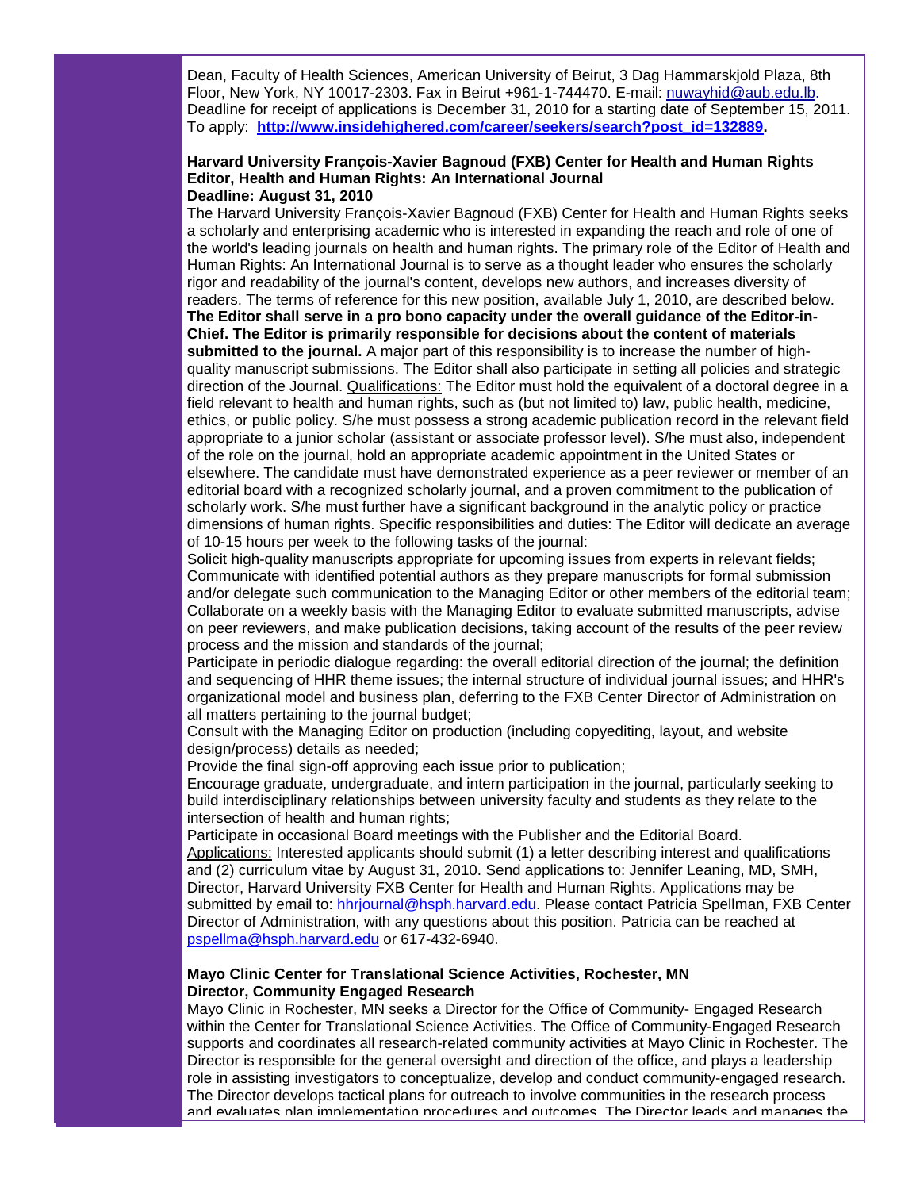Dean, Faculty of Health Sciences, American University of Beirut, 3 Dag Hammarskjold Plaza, 8th Floor, New York, NY 10017-2303. Fax in Beirut +961-1-744470. E-mail: nuwayhid@aub.edu.lb. Deadline for receipt of applications is December 31, 2010 for a starting date of September 15, 2011. To apply: **http://www.insidehighered.com/career/seekers/search?post_id=132889.**

**Harvard University François-Xavier Bagnoud (FXB) Center for Health and Human Rights**
**Editor, Health and Human Rights: An International Journal**
**Deadline: August 31, 2010**

The Harvard University François-Xavier Bagnoud (FXB) Center for Health and Human Rights seeks a scholarly and enterprising academic who is interested in expanding the reach and role of one of the world's leading journals on health and human rights. The primary role of the Editor of Health and Human Rights: An International Journal is to serve as a thought leader who ensures the scholarly rigor and readability of the journal's content, develops new authors, and increases diversity of readers. The terms of reference for this new position, available July 1, 2010, are described below. **The Editor shall serve in a pro bono capacity under the overall guidance of the Editor-in-Chief. The Editor is primarily responsible for decisions about the content of materials submitted to the journal.** A major part of this responsibility is to increase the number of high-quality manuscript submissions. The Editor shall also participate in setting all policies and strategic direction of the Journal. Qualifications: The Editor must hold the equivalent of a doctoral degree in a field relevant to health and human rights, such as (but not limited to) law, public health, medicine, ethics, or public policy. S/he must possess a strong academic publication record in the relevant field appropriate to a junior scholar (assistant or associate professor level). S/he must also, independent of the role on the journal, hold an appropriate academic appointment in the United States or elsewhere. The candidate must have demonstrated experience as a peer reviewer or member of an editorial board with a recognized scholarly journal, and a proven commitment to the publication of scholarly work. S/he must further have a significant background in the analytic policy or practice dimensions of human rights. Specific responsibilities and duties: The Editor will dedicate an average of 10-15 hours per week to the following tasks of the journal:

Solicit high-quality manuscripts appropriate for upcoming issues from experts in relevant fields;
Communicate with identified potential authors as they prepare manuscripts for formal submission and/or delegate such communication to the Managing Editor or other members of the editorial team;
Collaborate on a weekly basis with the Managing Editor to evaluate submitted manuscripts, advise on peer reviewers, and make publication decisions, taking account of the results of the peer review process and the mission and standards of the journal;
Participate in periodic dialogue regarding: the overall editorial direction of the journal; the definition and sequencing of HHR theme issues; the internal structure of individual journal issues; and HHR's organizational model and business plan, deferring to the FXB Center Director of Administration on all matters pertaining to the journal budget;
Consult with the Managing Editor on production (including copyediting, layout, and website design/process) details as needed;
Provide the final sign-off approving each issue prior to publication;
Encourage graduate, undergraduate, and intern participation in the journal, particularly seeking to build interdisciplinary relationships between university faculty and students as they relate to the intersection of health and human rights;
Participate in occasional Board meetings with the Publisher and the Editorial Board.
Applications: Interested applicants should submit (1) a letter describing interest and qualifications and (2) curriculum vitae by August 31, 2010. Send applications to: Jennifer Leaning, MD, SMH, Director, Harvard University FXB Center for Health and Human Rights. Applications may be submitted by email to: hhrjournal@hsph.harvard.edu. Please contact Patricia Spellman, FXB Center Director of Administration, with any questions about this position. Patricia can be reached at pspellma@hsph.harvard.edu or 617-432-6940.

**Mayo Clinic Center for Translational Science Activities, Rochester, MN**
**Director, Community Engaged Research**

Mayo Clinic in Rochester, MN seeks a Director for the Office of Community- Engaged Research within the Center for Translational Science Activities. The Office of Community-Engaged Research supports and coordinates all research-related community activities at Mayo Clinic in Rochester. The Director is responsible for the general oversight and direction of the office, and plays a leadership role in assisting investigators to conceptualize, develop and conduct community-engaged research. The Director develops tactical plans for outreach to involve communities in the research process and evaluates plan implementation procedures and outcomes. The Director leads and manages the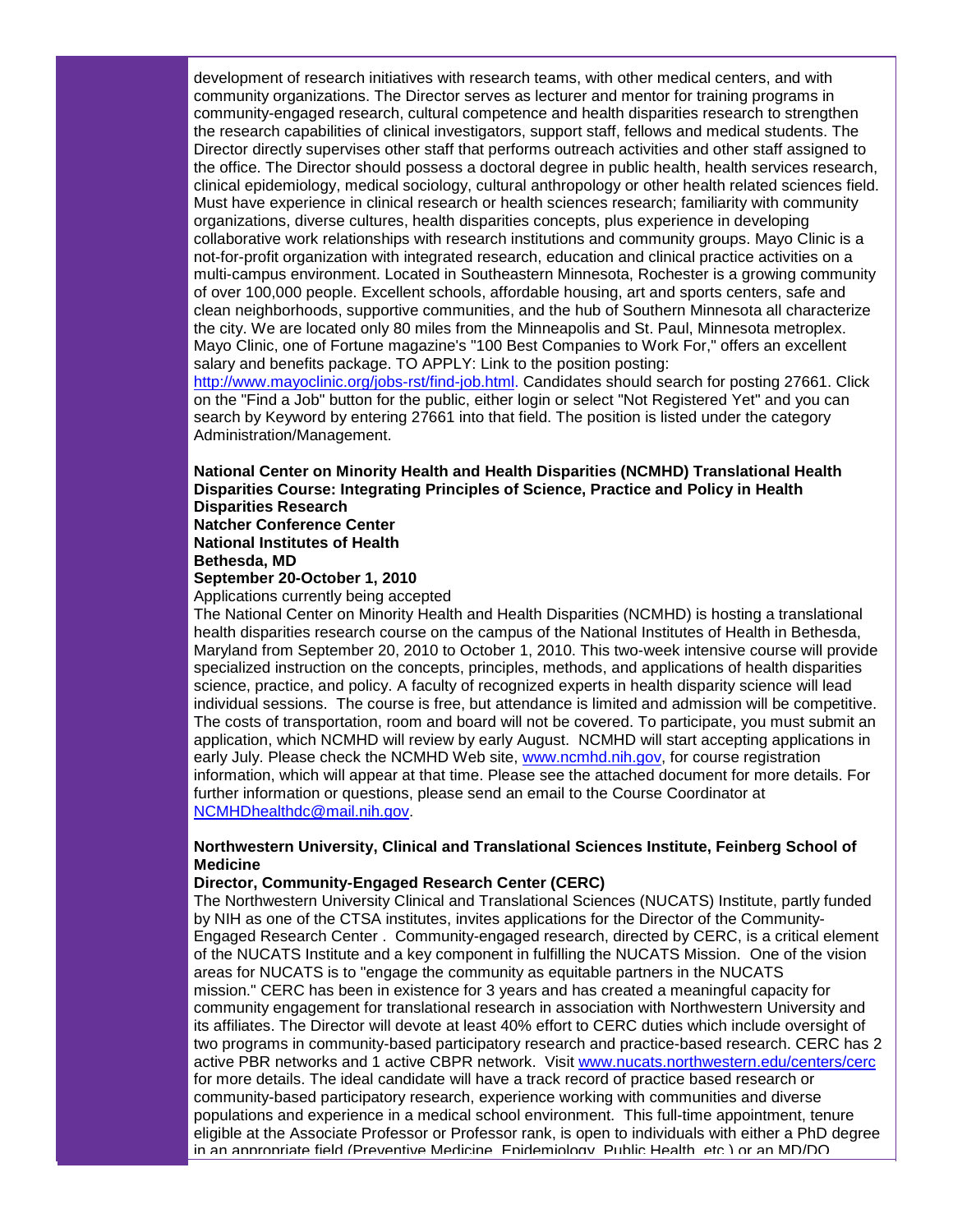development of research initiatives with research teams, with other medical centers, and with community organizations. The Director serves as lecturer and mentor for training programs in community-engaged research, cultural competence and health disparities research to strengthen the research capabilities of clinical investigators, support staff, fellows and medical students. The Director directly supervises other staff that performs outreach activities and other staff assigned to the office. The Director should possess a doctoral degree in public health, health services research, clinical epidemiology, medical sociology, cultural anthropology or other health related sciences field. Must have experience in clinical research or health sciences research; familiarity with community organizations, diverse cultures, health disparities concepts, plus experience in developing collaborative work relationships with research institutions and community groups. Mayo Clinic is a not-for-profit organization with integrated research, education and clinical practice activities on a multi-campus environment. Located in Southeastern Minnesota, Rochester is a growing community of over 100,000 people. Excellent schools, affordable housing, art and sports centers, safe and clean neighborhoods, supportive communities, and the hub of Southern Minnesota all characterize the city. We are located only 80 miles from the Minneapolis and St. Paul, Minnesota metroplex. Mayo Clinic, one of Fortune magazine's "100 Best Companies to Work For," offers an excellent salary and benefits package. TO APPLY: Link to the position posting: http://www.mayoclinic.org/jobs-rst/find-job.html. Candidates should search for posting 27661. Click on the "Find a Job" button for the public, either login or select "Not Registered Yet" and you can search by Keyword by entering 27661 into that field. The position is listed under the category Administration/Management.

**National Center on Minority Health and Health Disparities (NCMHD) Translational Health Disparities Course: Integrating Principles of Science, Practice and Policy in Health Disparities Research**
**Natcher Conference Center**
**National Institutes of Health**
**Bethesda, MD**
**September 20-October 1, 2010**
Applications currently being accepted
The National Center on Minority Health and Health Disparities (NCMHD) is hosting a translational health disparities research course on the campus of the National Institutes of Health in Bethesda, Maryland from September 20, 2010 to October 1, 2010. This two-week intensive course will provide specialized instruction on the concepts, principles, methods, and applications of health disparities science, practice, and policy. A faculty of recognized experts in health disparity science will lead individual sessions. The course is free, but attendance is limited and admission will be competitive. The costs of transportation, room and board will not be covered. To participate, you must submit an application, which NCMHD will review by early August. NCMHD will start accepting applications in early July. Please check the NCMHD Web site, www.ncmhd.nih.gov, for course registration information, which will appear at that time. Please see the attached document for more details. For further information or questions, please send an email to the Course Coordinator at NCMHDhealthdc@mail.nih.gov.

**Northwestern University, Clinical and Translational Sciences Institute, Feinberg School of Medicine**
**Director, Community-Engaged Research Center (CERC)**
The Northwestern University Clinical and Translational Sciences (NUCATS) Institute, partly funded by NIH as one of the CTSA institutes, invites applications for the Director of the Community-Engaged Research Center . Community-engaged research, directed by CERC, is a critical element of the NUCATS Institute and a key component in fulfilling the NUCATS Mission. One of the vision areas for NUCATS is to "engage the community as equitable partners in the NUCATS mission." CERC has been in existence for 3 years and has created a meaningful capacity for community engagement for translational research in association with Northwestern University and its affiliates. The Director will devote at least 40% effort to CERC duties which include oversight of two programs in community-based participatory research and practice-based research. CERC has 2 active PBR networks and 1 active CBPR network. Visit www.nucats.northwestern.edu/centers/cerc for more details. The ideal candidate will have a track record of practice based research or community-based participatory research, experience working with communities and diverse populations and experience in a medical school environment. This full-time appointment, tenure eligible at the Associate Professor or Professor rank, is open to individuals with either a PhD degree in an appropriate field (Preventive Medicine, Epidemiology, Public Health, etc.) or an MD/DO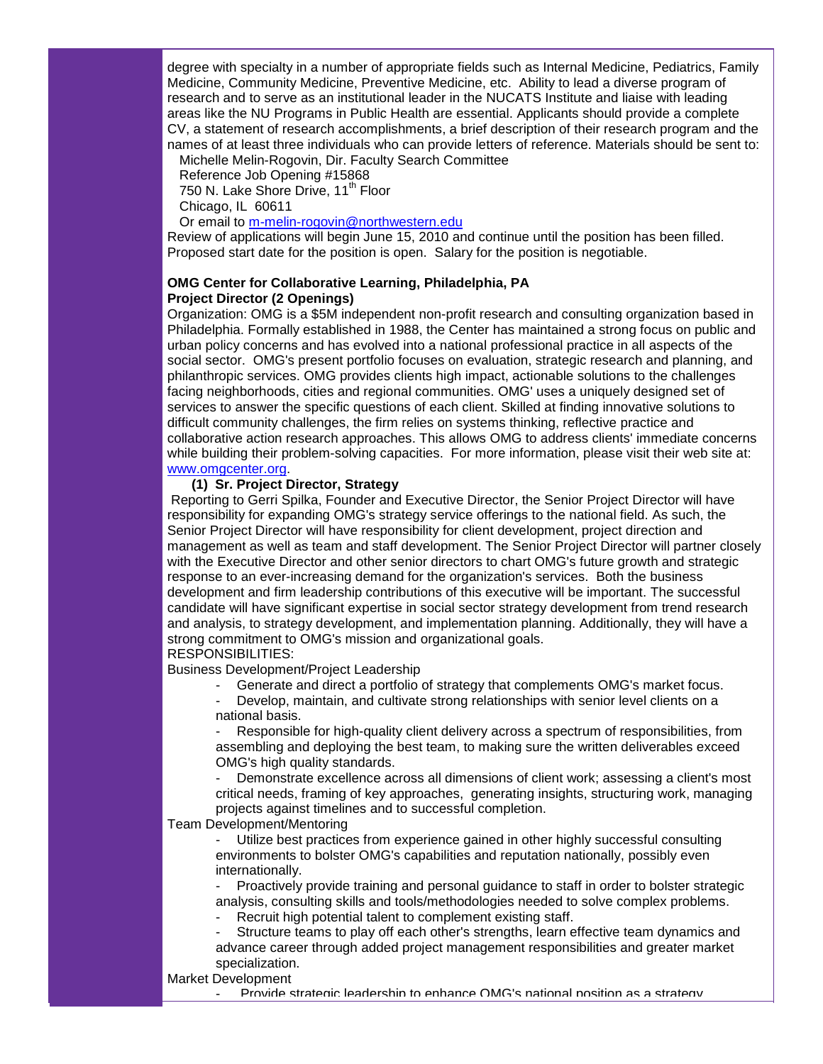degree with specialty in a number of appropriate fields such as Internal Medicine, Pediatrics, Family Medicine, Community Medicine, Preventive Medicine, etc. Ability to lead a diverse program of research and to serve as an institutional leader in the NUCATS Institute and liaise with leading areas like the NU Programs in Public Health are essential. Applicants should provide a complete CV, a statement of research accomplishments, a brief description of their research program and the names of at least three individuals who can provide letters of reference. Materials should be sent to:

Michelle Melin-Rogovin, Dir. Faculty Search Committee
Reference Job Opening #15868
750 N. Lake Shore Drive, 11th Floor
Chicago, IL 60611
Or email to m-melin-rogovin@northwestern.edu

Review of applications will begin June 15, 2010 and continue until the position has been filled. Proposed start date for the position is open. Salary for the position is negotiable.

**OMG Center for Collaborative Learning, Philadelphia, PA**
**Project Director (2 Openings)**

Organization: OMG is a $5M independent non-profit research and consulting organization based in Philadelphia. Formally established in 1988, the Center has maintained a strong focus on public and urban policy concerns and has evolved into a national professional practice in all aspects of the social sector. OMG's present portfolio focuses on evaluation, strategic research and planning, and philanthropic services. OMG provides clients high impact, actionable solutions to the challenges facing neighborhoods, cities and regional communities. OMG' uses a uniquely designed set of services to answer the specific questions of each client. Skilled at finding innovative solutions to difficult community challenges, the firm relies on systems thinking, reflective practice and collaborative action research approaches. This allows OMG to address clients' immediate concerns while building their problem-solving capacities. For more information, please visit their web site at: www.omgcenter.org.

**(1) Sr. Project Director, Strategy**

Reporting to Gerri Spilka, Founder and Executive Director, the Senior Project Director will have responsibility for expanding OMG's strategy service offerings to the national field. As such, the Senior Project Director will have responsibility for client development, project direction and management as well as team and staff development. The Senior Project Director will partner closely with the Executive Director and other senior directors to chart OMG's future growth and strategic response to an ever-increasing demand for the organization's services. Both the business development and firm leadership contributions of this executive will be important. The successful candidate will have significant expertise in social sector strategy development from trend research and analysis, to strategy development, and implementation planning. Additionally, they will have a strong commitment to OMG's mission and organizational goals.

RESPONSIBILITIES:

Business Development/Project Leadership

- Generate and direct a portfolio of strategy that complements OMG's market focus.
- Develop, maintain, and cultivate strong relationships with senior level clients on a national basis.
- Responsible for high-quality client delivery across a spectrum of responsibilities, from assembling and deploying the best team, to making sure the written deliverables exceed OMG's high quality standards.
- Demonstrate excellence across all dimensions of client work; assessing a client's most critical needs, framing of key approaches, generating insights, structuring work, managing projects against timelines and to successful completion.

Team Development/Mentoring

- Utilize best practices from experience gained in other highly successful consulting environments to bolster OMG's capabilities and reputation nationally, possibly even internationally.
- Proactively provide training and personal guidance to staff in order to bolster strategic analysis, consulting skills and tools/methodologies needed to solve complex problems.
- Recruit high potential talent to complement existing staff.
- Structure teams to play off each other's strengths, learn effective team dynamics and advance career through added project management responsibilities and greater market specialization.

Market Development

- Provide strategic leadership to enhance OMG's national position as a strategy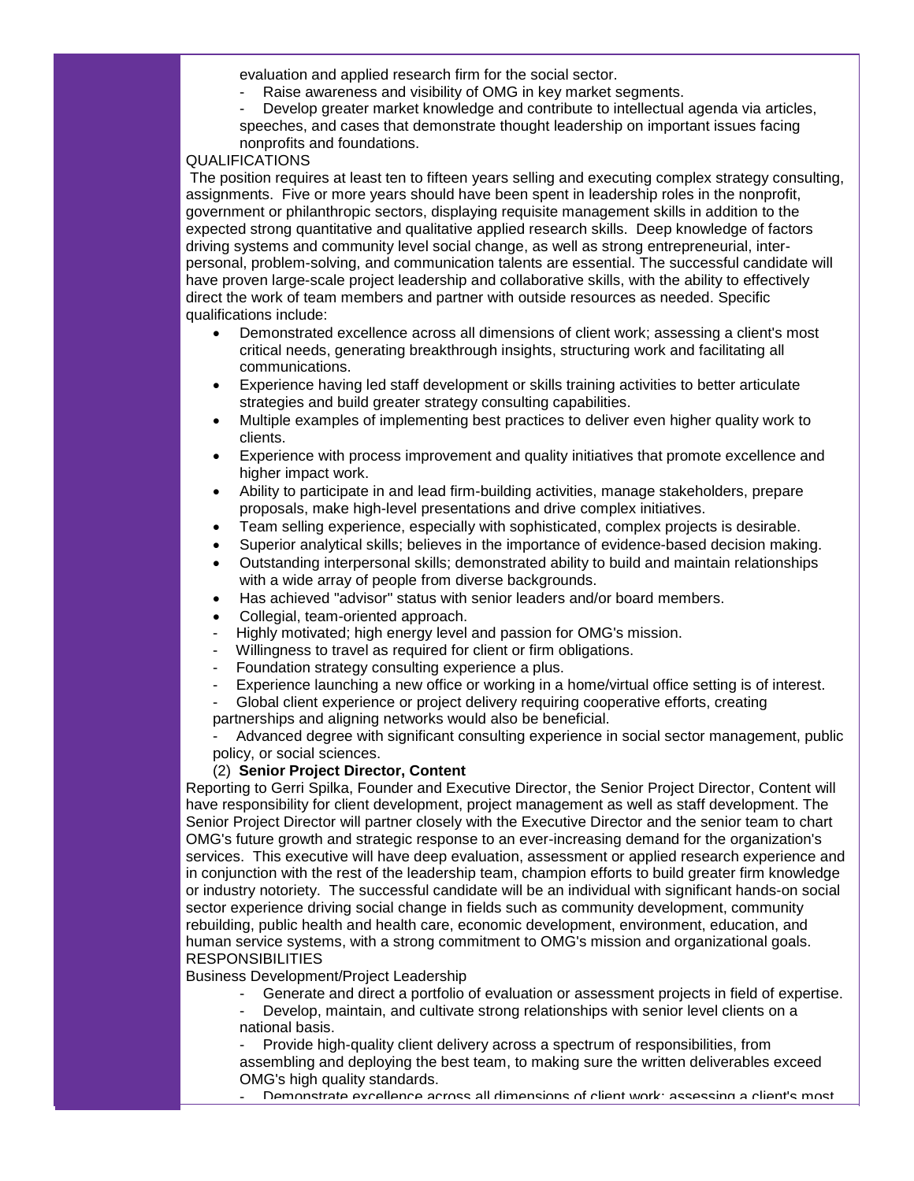evaluation and applied research firm for the social sector.

- Raise awareness and visibility of OMG in key market segments.
- Develop greater market knowledge and contribute to intellectual agenda via articles, speeches, and cases that demonstrate thought leadership on important issues facing nonprofits and foundations.

QUALIFICATIONS

The position requires at least ten to fifteen years selling and executing complex strategy consulting, assignments. Five or more years should have been spent in leadership roles in the nonprofit, government or philanthropic sectors, displaying requisite management skills in addition to the expected strong quantitative and qualitative applied research skills. Deep knowledge of factors driving systems and community level social change, as well as strong entrepreneurial, inter-personal, problem-solving, and communication talents are essential. The successful candidate will have proven large-scale project leadership and collaborative skills, with the ability to effectively direct the work of team members and partner with outside resources as needed. Specific qualifications include:

- Demonstrated excellence across all dimensions of client work; assessing a client's most critical needs, generating breakthrough insights, structuring work and facilitating all communications.
- Experience having led staff development or skills training activities to better articulate strategies and build greater strategy consulting capabilities.
- Multiple examples of implementing best practices to deliver even higher quality work to clients.
- Experience with process improvement and quality initiatives that promote excellence and higher impact work.
- Ability to participate in and lead firm-building activities, manage stakeholders, prepare proposals, make high-level presentations and drive complex initiatives.
- Team selling experience, especially with sophisticated, complex projects is desirable.
- Superior analytical skills; believes in the importance of evidence-based decision making.
- Outstanding interpersonal skills; demonstrated ability to build and maintain relationships with a wide array of people from diverse backgrounds.
- Has achieved "advisor" status with senior leaders and/or board members.
- Collegial, team-oriented approach.
- Highly motivated; high energy level and passion for OMG's mission.
- Willingness to travel as required for client or firm obligations.
- Foundation strategy consulting experience a plus.
- Experience launching a new office or working in a home/virtual office setting is of interest.
- Global client experience or project delivery requiring cooperative efforts, creating partnerships and aligning networks would also be beneficial.
- Advanced degree with significant consulting experience in social sector management, public policy, or social sciences.

(2) **Senior Project Director, Content**

Reporting to Gerri Spilka, Founder and Executive Director, the Senior Project Director, Content will have responsibility for client development, project management as well as staff development. The Senior Project Director will partner closely with the Executive Director and the senior team to chart OMG's future growth and strategic response to an ever-increasing demand for the organization's services. This executive will have deep evaluation, assessment or applied research experience and in conjunction with the rest of the leadership team, champion efforts to build greater firm knowledge or industry notoriety. The successful candidate will be an individual with significant hands-on social sector experience driving social change in fields such as community development, community rebuilding, public health and health care, economic development, environment, education, and human service systems, with a strong commitment to OMG's mission and organizational goals.

RESPONSIBILITIES

Business Development/Project Leadership

- Generate and direct a portfolio of evaluation or assessment projects in field of expertise.
- Develop, maintain, and cultivate strong relationships with senior level clients on a national basis.
- Provide high-quality client delivery across a spectrum of responsibilities, from assembling and deploying the best team, to making sure the written deliverables exceed OMG's high quality standards.
- Demonstrate excellence across all dimensions of client work; assessing a client's most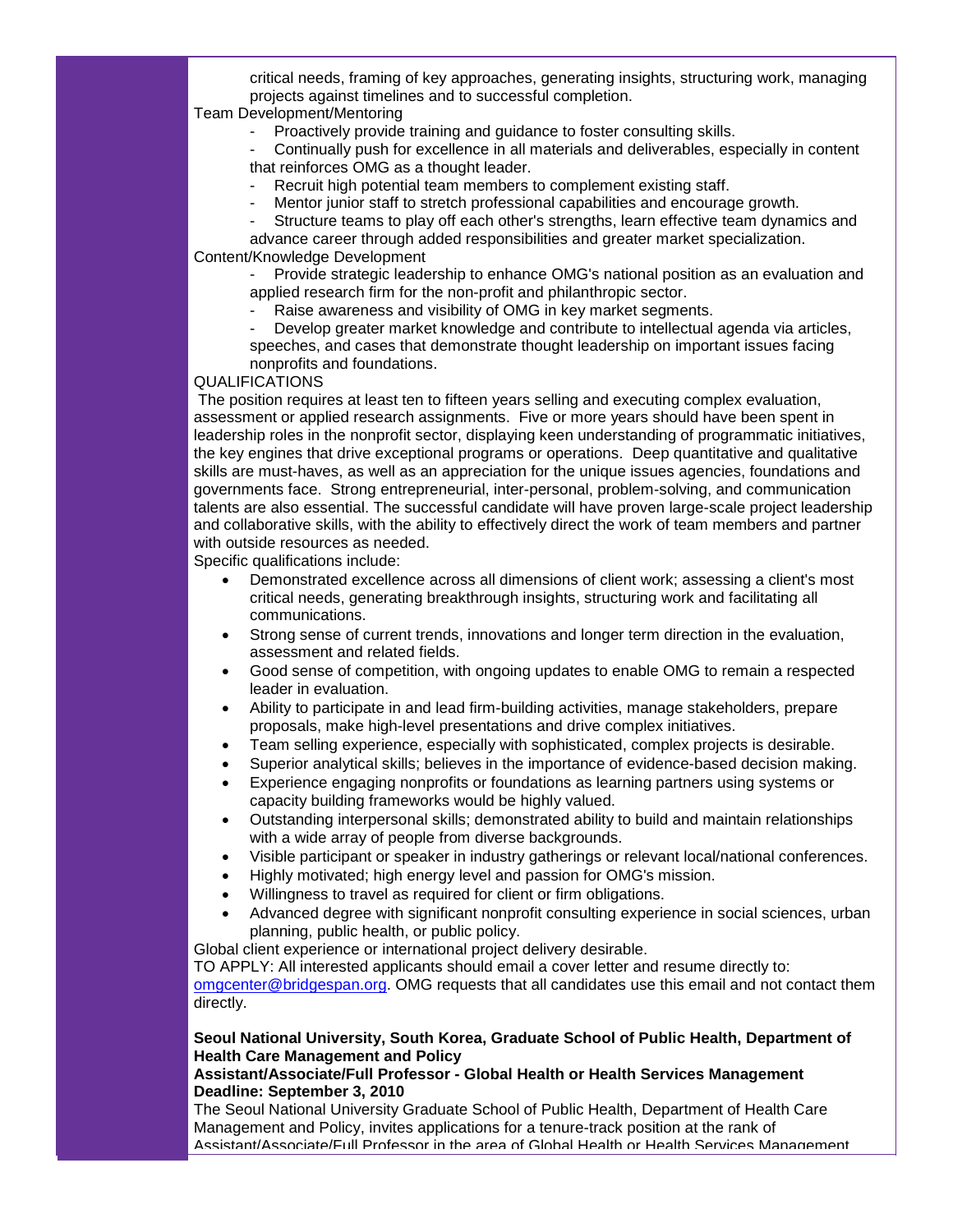critical needs, framing of key approaches, generating insights, structuring work, managing projects against timelines and to successful completion.

Team Development/Mentoring

- Proactively provide training and guidance to foster consulting skills.
- Continually push for excellence in all materials and deliverables, especially in content that reinforces OMG as a thought leader.
- Recruit high potential team members to complement existing staff.
- Mentor junior staff to stretch professional capabilities and encourage growth.
- Structure teams to play off each other's strengths, learn effective team dynamics and advance career through added responsibilities and greater market specialization.

Content/Knowledge Development

- Provide strategic leadership to enhance OMG's national position as an evaluation and applied research firm for the non-profit and philanthropic sector.
- Raise awareness and visibility of OMG in key market segments.
- Develop greater market knowledge and contribute to intellectual agenda via articles, speeches, and cases that demonstrate thought leadership on important issues facing nonprofits and foundations.

QUALIFICATIONS

The position requires at least ten to fifteen years selling and executing complex evaluation, assessment or applied research assignments. Five or more years should have been spent in leadership roles in the nonprofit sector, displaying keen understanding of programmatic initiatives, the key engines that drive exceptional programs or operations. Deep quantitative and qualitative skills are must-haves, as well as an appreciation for the unique issues agencies, foundations and governments face. Strong entrepreneurial, inter-personal, problem-solving, and communication talents are also essential. The successful candidate will have proven large-scale project leadership and collaborative skills, with the ability to effectively direct the work of team members and partner with outside resources as needed.

Specific qualifications include:

- Demonstrated excellence across all dimensions of client work; assessing a client's most critical needs, generating breakthrough insights, structuring work and facilitating all communications.
- Strong sense of current trends, innovations and longer term direction in the evaluation, assessment and related fields.
- Good sense of competition, with ongoing updates to enable OMG to remain a respected leader in evaluation.
- Ability to participate in and lead firm-building activities, manage stakeholders, prepare proposals, make high-level presentations and drive complex initiatives.
- Team selling experience, especially with sophisticated, complex projects is desirable.
- Superior analytical skills; believes in the importance of evidence-based decision making.
- Experience engaging nonprofits or foundations as learning partners using systems or capacity building frameworks would be highly valued.
- Outstanding interpersonal skills; demonstrated ability to build and maintain relationships with a wide array of people from diverse backgrounds.
- Visible participant or speaker in industry gatherings or relevant local/national conferences.
- Highly motivated; high energy level and passion for OMG's mission.
- Willingness to travel as required for client or firm obligations.
- Advanced degree with significant nonprofit consulting experience in social sciences, urban planning, public health, or public policy.

Global client experience or international project delivery desirable.

TO APPLY: All interested applicants should email a cover letter and resume directly to: omgcenter@bridgespan.org. OMG requests that all candidates use this email and not contact them directly.

**Seoul National University, South Korea, Graduate School of Public Health, Department of Health Care Management and Policy**
**Assistant/Associate/Full Professor - Global Health or Health Services Management**
**Deadline: September 3, 2010**

The Seoul National University Graduate School of Public Health, Department of Health Care Management and Policy, invites applications for a tenure-track position at the rank of Assistant/Associate/Full Professor in the area of Global Health or Health Services Management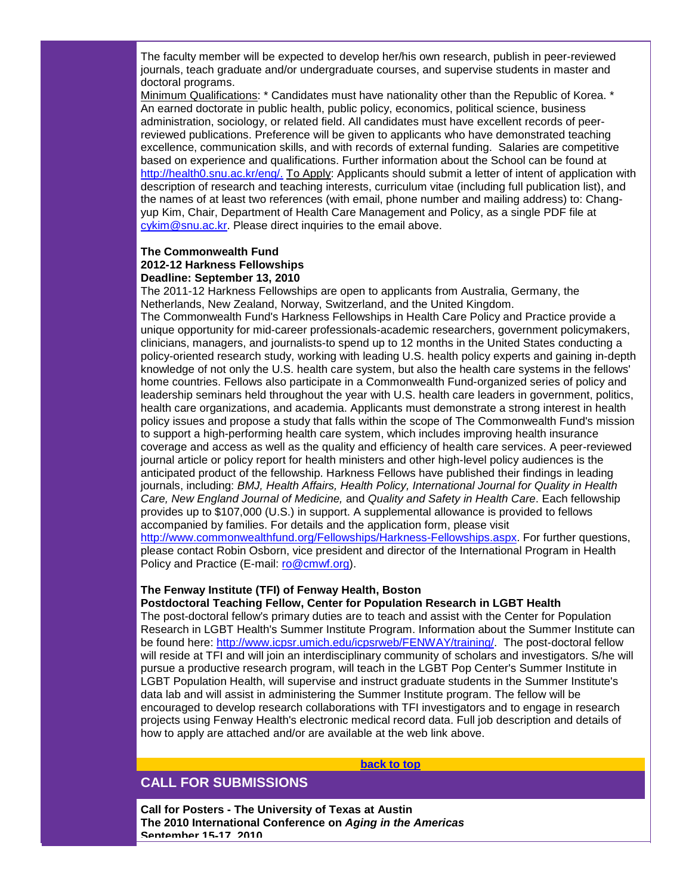The faculty member will be expected to develop her/his own research, publish in peer-reviewed journals, teach graduate and/or undergraduate courses, and supervise students in master and doctoral programs.

Minimum Qualifications: * Candidates must have nationality other than the Republic of Korea. * An earned doctorate in public health, public policy, economics, political science, business administration, sociology, or related field. All candidates must have excellent records of peer-reviewed publications. Preference will be given to applicants who have demonstrated teaching excellence, communication skills, and with records of external funding. Salaries are competitive based on experience and qualifications. Further information about the School can be found at http://health0.snu.ac.kr/eng/. To Apply: Applicants should submit a letter of intent of application with description of research and teaching interests, curriculum vitae (including full publication list), and the names of at least two references (with email, phone number and mailing address) to: Chang-yup Kim, Chair, Department of Health Care Management and Policy, as a single PDF file at cykim@snu.ac.kr. Please direct inquiries to the email above.

**The Commonwealth Fund**
**2012-12 Harkness Fellowships**
**Deadline: September 13, 2010**

The 2011-12 Harkness Fellowships are open to applicants from Australia, Germany, the Netherlands, New Zealand, Norway, Switzerland, and the United Kingdom.

The Commonwealth Fund's Harkness Fellowships in Health Care Policy and Practice provide a unique opportunity for mid-career professionals-academic researchers, government policymakers, clinicians, managers, and journalists-to spend up to 12 months in the United States conducting a policy-oriented research study, working with leading U.S. health policy experts and gaining in-depth knowledge of not only the U.S. health care system, but also the health care systems in the fellows' home countries. Fellows also participate in a Commonwealth Fund-organized series of policy and leadership seminars held throughout the year with U.S. health care leaders in government, politics, health care organizations, and academia. Applicants must demonstrate a strong interest in health policy issues and propose a study that falls within the scope of The Commonwealth Fund's mission to support a high-performing health care system, which includes improving health insurance coverage and access as well as the quality and efficiency of health care services. A peer-reviewed journal article or policy report for health ministers and other high-level policy audiences is the anticipated product of the fellowship. Harkness Fellows have published their findings in leading journals, including: *BMJ, Health Affairs, Health Policy, International Journal for Quality in Health Care, New England Journal of Medicine,* and *Quality and Safety in Health Care*. Each fellowship provides up to $107,000 (U.S.) in support. A supplemental allowance is provided to fellows accompanied by families. For details and the application form, please visit http://www.commonwealthfund.org/Fellowships/Harkness-Fellowships.aspx. For further questions, please contact Robin Osborn, vice president and director of the International Program in Health Policy and Practice (E-mail: ro@cmwf.org).

**The Fenway Institute (TFI) of Fenway Health, Boston**
**Postdoctoral Teaching Fellow, Center for Population Research in LGBT Health**

The post-doctoral fellow's primary duties are to teach and assist with the Center for Population Research in LGBT Health's Summer Institute Program. Information about the Summer Institute can be found here: http://www.icpsr.umich.edu/icpsrweb/FENWAY/training/. The post-doctoral fellow will reside at TFI and will join an interdisciplinary community of scholars and investigators. S/he will pursue a productive research program, will teach in the LGBT Pop Center's Summer Institute in LGBT Population Health, will supervise and instruct graduate students in the Summer Institute's data lab and will assist in administering the Summer Institute program. The fellow will be encouraged to develop research collaborations with TFI investigators and to engage in research projects using Fenway Health's electronic medical record data. Full job description and details of how to apply are attached and/or are available at the web link above.

**back to top**

## CALL FOR SUBMISSIONS

**Call for Posters - The University of Texas at Austin**
**The 2010 International Conference on *Aging in the Americas***
**September 15-17, 2010**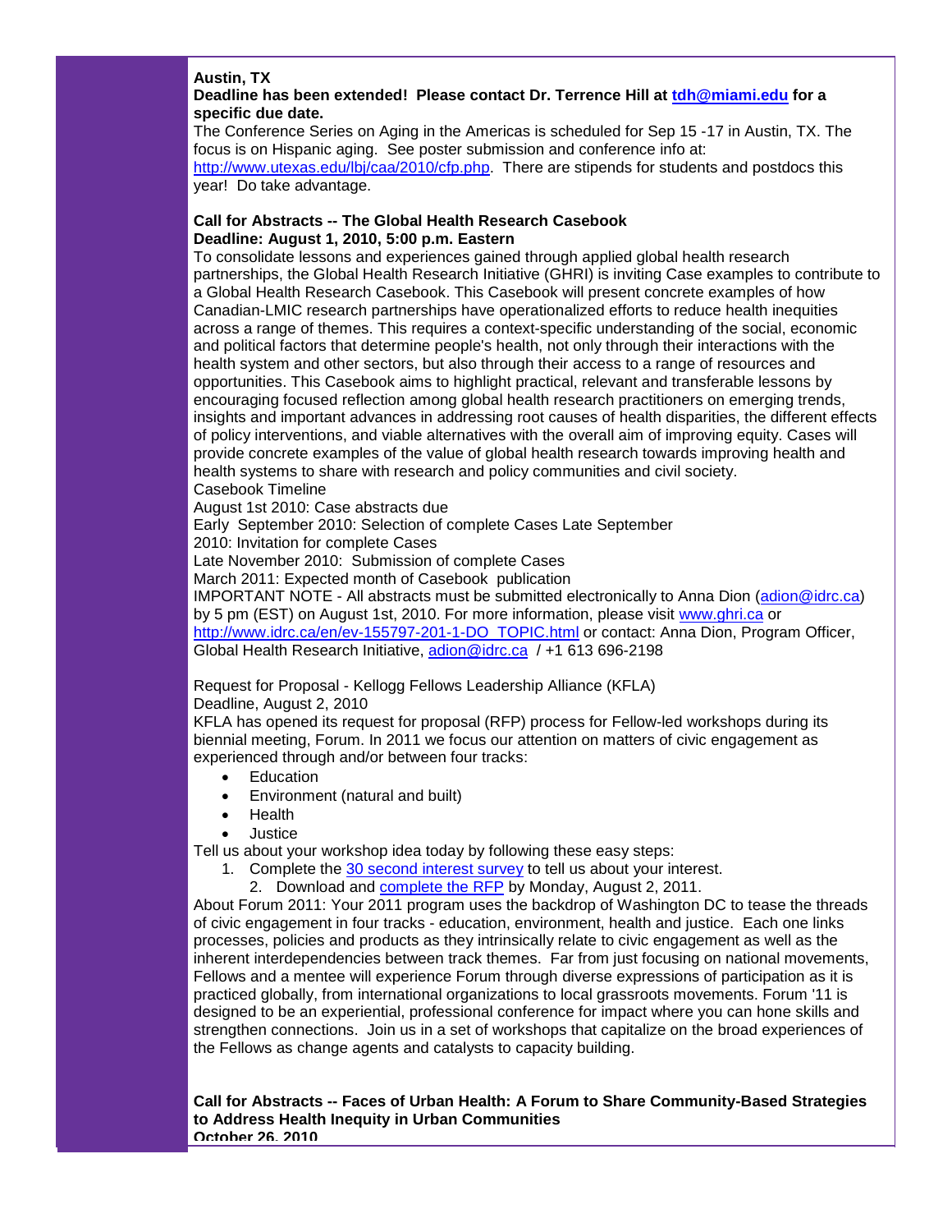**Austin, TX**
**Deadline has been extended! Please contact Dr. Terrence Hill at tdh@miami.edu for a specific due date.**
The Conference Series on Aging in the Americas is scheduled for Sep 15 -17 in Austin, TX. The focus is on Hispanic aging. See poster submission and conference info at: http://www.utexas.edu/lbj/caa/2010/cfp.php. There are stipends for students and postdocs this year! Do take advantage.

**Call for Abstracts -- The Global Health Research Casebook**
**Deadline: August 1, 2010, 5:00 p.m. Eastern**
To consolidate lessons and experiences gained through applied global health research partnerships, the Global Health Research Initiative (GHRI) is inviting Case examples to contribute to a Global Health Research Casebook. This Casebook will present concrete examples of how Canadian-LMIC research partnerships have operationalized efforts to reduce health inequities across a range of themes. This requires a context-specific understanding of the social, economic and political factors that determine people's health, not only through their interactions with the health system and other sectors, but also through their access to a range of resources and opportunities. This Casebook aims to highlight practical, relevant and transferable lessons by encouraging focused reflection among global health research practitioners on emerging trends, insights and important advances in addressing root causes of health disparities, the different effects of policy interventions, and viable alternatives with the overall aim of improving equity. Cases will provide concrete examples of the value of global health research towards improving health and health systems to share with research and policy communities and civil society.
Casebook Timeline
August 1st 2010: Case abstracts due
Early September 2010: Selection of complete Cases Late September
2010: Invitation for complete Cases
Late November 2010: Submission of complete Cases
March 2011: Expected month of Casebook publication
IMPORTANT NOTE - All abstracts must be submitted electronically to Anna Dion (adion@idrc.ca) by 5 pm (EST) on August 1st, 2010. For more information, please visit www.ghri.ca or http://www.idrc.ca/en/ev-155797-201-1-DO_TOPIC.html or contact: Anna Dion, Program Officer, Global Health Research Initiative, adion@idrc.ca / +1 613 696-2198

Request for Proposal - Kellogg Fellows Leadership Alliance (KFLA)
Deadline, August 2, 2010
KFLA has opened its request for proposal (RFP) process for Fellow-led workshops during its biennial meeting, Forum. In 2011 we focus our attention on matters of civic engagement as experienced through and/or between four tracks:

- Education
- Environment (natural and built)
- Health
- Justice

Tell us about your workshop idea today by following these easy steps:

1. Complete the 30 second interest survey to tell us about your interest.
2. Download and complete the RFP by Monday, August 2, 2011.

About Forum 2011: Your 2011 program uses the backdrop of Washington DC to tease the threads of civic engagement in four tracks - education, environment, health and justice. Each one links processes, policies and products as they intrinsically relate to civic engagement as well as the inherent interdependencies between track themes. Far from just focusing on national movements, Fellows and a mentee will experience Forum through diverse expressions of participation as it is practiced globally, from international organizations to local grassroots movements. Forum '11 is designed to be an experiential, professional conference for impact where you can hone skills and strengthen connections. Join us in a set of workshops that capitalize on the broad experiences of the Fellows as change agents and catalysts to capacity building.

**Call for Abstracts -- Faces of Urban Health: A Forum to Share Community-Based Strategies to Address Health Inequity in Urban Communities**
**October 26, 2010**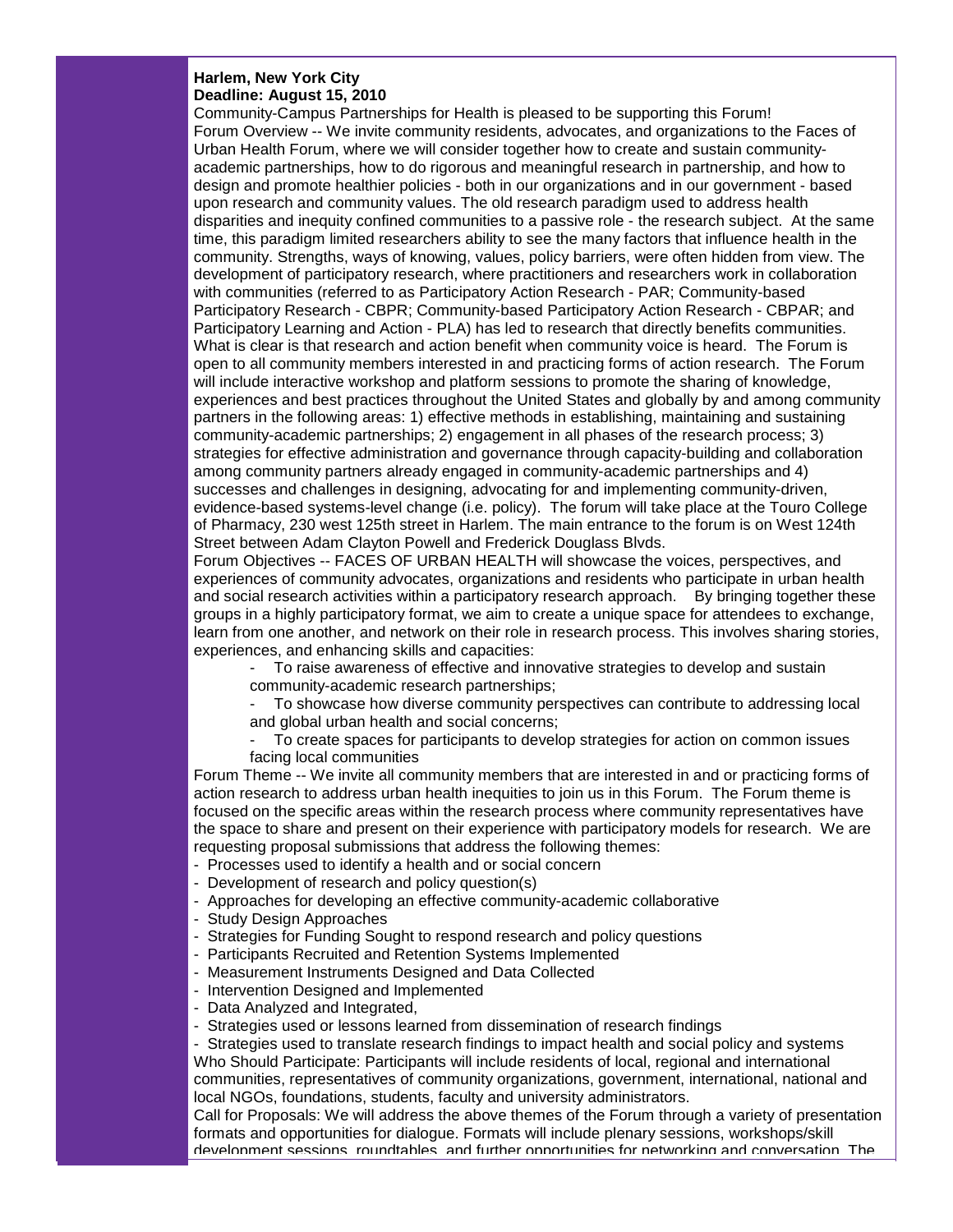**Harlem, New York City**
**Deadline: August 15, 2010**

Community-Campus Partnerships for Health is pleased to be supporting this Forum!

Forum Overview -- We invite community residents, advocates, and organizations to the Faces of Urban Health Forum, where we will consider together how to create and sustain community-academic partnerships, how to do rigorous and meaningful research in partnership, and how to design and promote healthier policies - both in our organizations and in our government - based upon research and community values. The old research paradigm used to address health disparities and inequity confined communities to a passive role - the research subject. At the same time, this paradigm limited researchers ability to see the many factors that influence health in the community. Strengths, ways of knowing, values, policy barriers, were often hidden from view. The development of participatory research, where practitioners and researchers work in collaboration with communities (referred to as Participatory Action Research - PAR; Community-based Participatory Research - CBPR; Community-based Participatory Action Research - CBPAR; and Participatory Learning and Action - PLA) has led to research that directly benefits communities. What is clear is that research and action benefit when community voice is heard. The Forum is open to all community members interested in and practicing forms of action research. The Forum will include interactive workshop and platform sessions to promote the sharing of knowledge, experiences and best practices throughout the United States and globally by and among community partners in the following areas: 1) effective methods in establishing, maintaining and sustaining community-academic partnerships; 2) engagement in all phases of the research process; 3) strategies for effective administration and governance through capacity-building and collaboration among community partners already engaged in community-academic partnerships and 4) successes and challenges in designing, advocating for and implementing community-driven, evidence-based systems-level change (i.e. policy). The forum will take place at the Touro College of Pharmacy, 230 west 125th street in Harlem. The main entrance to the forum is on West 124th Street between Adam Clayton Powell and Frederick Douglass Blvds.

Forum Objectives -- FACES OF URBAN HEALTH will showcase the voices, perspectives, and experiences of community advocates, organizations and residents who participate in urban health and social research activities within a participatory research approach. By bringing together these groups in a highly participatory format, we aim to create a unique space for attendees to exchange, learn from one another, and network on their role in research process. This involves sharing stories, experiences, and enhancing skills and capacities:

- To raise awareness of effective and innovative strategies to develop and sustain community-academic research partnerships;
- To showcase how diverse community perspectives can contribute to addressing local and global urban health and social concerns;
- To create spaces for participants to develop strategies for action on common issues facing local communities

Forum Theme -- We invite all community members that are interested in and or practicing forms of action research to address urban health inequities to join us in this Forum. The Forum theme is focused on the specific areas within the research process where community representatives have the space to share and present on their experience with participatory models for research. We are requesting proposal submissions that address the following themes:

- Processes used to identify a health and or social concern
- Development of research and policy question(s)
- Approaches for developing an effective community-academic collaborative
- Study Design Approaches
- Strategies for Funding Sought to respond research and policy questions
- Participants Recruited and Retention Systems Implemented
- Measurement Instruments Designed and Data Collected
- Intervention Designed and Implemented
- Data Analyzed and Integrated,
- Strategies used or lessons learned from dissemination of research findings
- Strategies used to translate research findings to impact health and social policy and systems

Who Should Participate: Participants will include residents of local, regional and international communities, representatives of community organizations, government, international, national and local NGOs, foundations, students, faculty and university administrators.

Call for Proposals: We will address the above themes of the Forum through a variety of presentation formats and opportunities for dialogue. Formats will include plenary sessions, workshops/skill development sessions, roundtables, and further opportunities for networking and conversation. The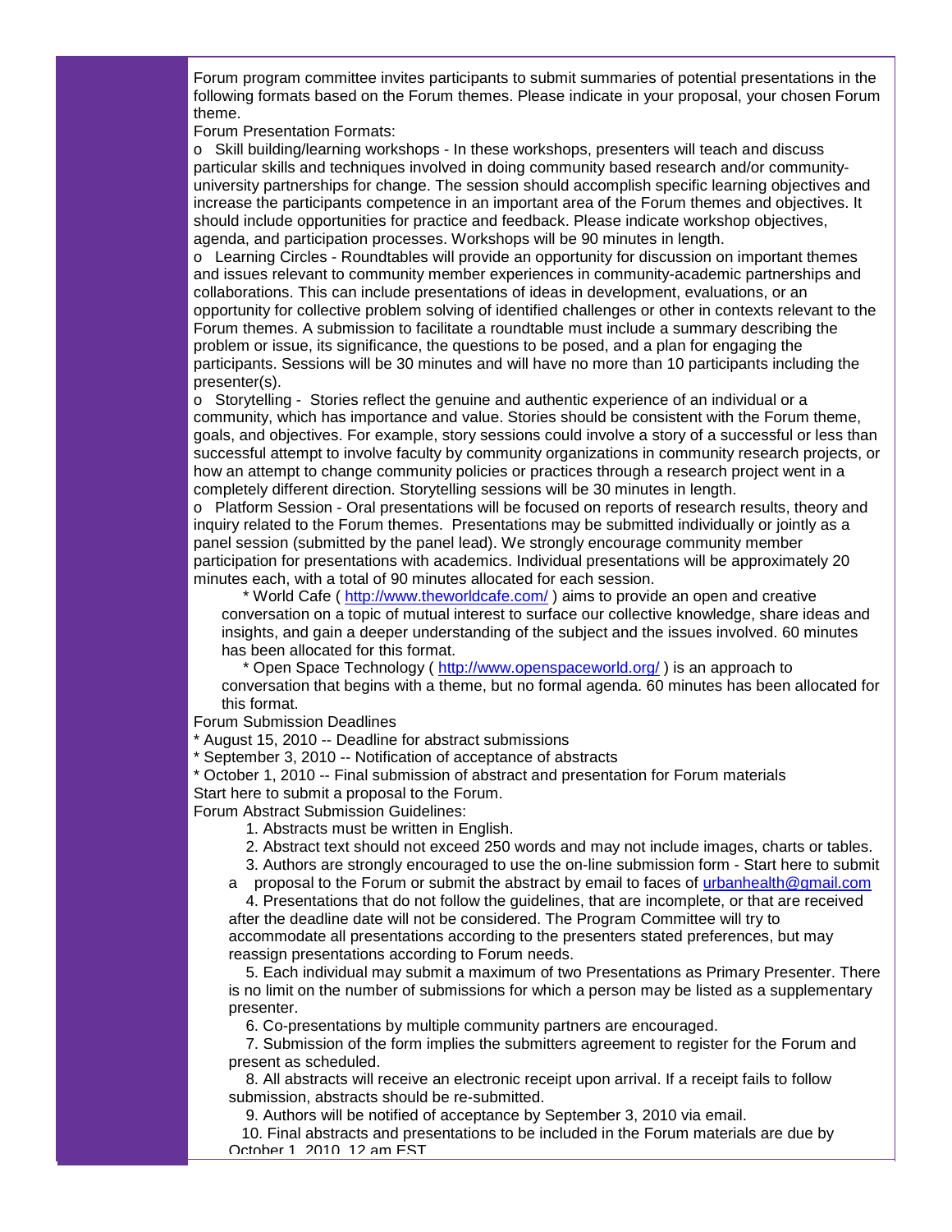Forum program committee invites participants to submit summaries of potential presentations in the following formats based on the Forum themes. Please indicate in your proposal, your chosen Forum theme.

Forum Presentation Formats:

o Skill building/learning workshops - In these workshops, presenters will teach and discuss particular skills and techniques involved in doing community based research and/or community-university partnerships for change. The session should accomplish specific learning objectives and increase the participants competence in an important area of the Forum themes and objectives. It should include opportunities for practice and feedback. Please indicate workshop objectives, agenda, and participation processes. Workshops will be 90 minutes in length.

o Learning Circles - Roundtables will provide an opportunity for discussion on important themes and issues relevant to community member experiences in community-academic partnerships and collaborations. This can include presentations of ideas in development, evaluations, or an opportunity for collective problem solving of identified challenges or other in contexts relevant to the Forum themes. A submission to facilitate a roundtable must include a summary describing the problem or issue, its significance, the questions to be posed, and a plan for engaging the participants. Sessions will be 30 minutes and will have no more than 10 participants including the presenter(s).

o Storytelling - Stories reflect the genuine and authentic experience of an individual or a community, which has importance and value. Stories should be consistent with the Forum theme, goals, and objectives. For example, story sessions could involve a story of a successful or less than successful attempt to involve faculty by community organizations in community research projects, or how an attempt to change community policies or practices through a research project went in a completely different direction. Storytelling sessions will be 30 minutes in length.

o Platform Session - Oral presentations will be focused on reports of research results, theory and inquiry related to the Forum themes. Presentations may be submitted individually or jointly as a panel session (submitted by the panel lead). We strongly encourage community member participation for presentations with academics. Individual presentations will be approximately 20 minutes each, with a total of 90 minutes allocated for each session.

* World Cafe ( http://www.theworldcafe.com/ ) aims to provide an open and creative conversation on a topic of mutual interest to surface our collective knowledge, share ideas and insights, and gain a deeper understanding of the subject and the issues involved. 60 minutes has been allocated for this format.

* Open Space Technology ( http://www.openspaceworld.org/ ) is an approach to conversation that begins with a theme, but no formal agenda. 60 minutes has been allocated for this format.

Forum Submission Deadlines

* August 15, 2010 -- Deadline for abstract submissions
* September 3, 2010 -- Notification of acceptance of abstracts
* October 1, 2010 -- Final submission of abstract and presentation for Forum materials

Start here to submit a proposal to the Forum.

Forum Abstract Submission Guidelines:

1. Abstracts must be written in English.
2. Abstract text should not exceed 250 words and may not include images, charts or tables.
3. Authors are strongly encouraged to use the on-line submission form - Start here to submit a proposal to the Forum or submit the abstract by email to faces of urbanhealth@gmail.com
4. Presentations that do not follow the guidelines, that are incomplete, or that are received after the deadline date will not be considered. The Program Committee will try to accommodate all presentations according to the presenters stated preferences, but may reassign presentations according to Forum needs.
5. Each individual may submit a maximum of two Presentations as Primary Presenter. There is no limit on the number of submissions for which a person may be listed as a supplementary presenter.
6. Co-presentations by multiple community partners are encouraged.
7. Submission of the form implies the submitters agreement to register for the Forum and present as scheduled.
8. All abstracts will receive an electronic receipt upon arrival. If a receipt fails to follow submission, abstracts should be re-submitted.
9. Authors will be notified of acceptance by September 3, 2010 via email.
10. Final abstracts and presentations to be included in the Forum materials are due by October 1, 2010, 12 am EST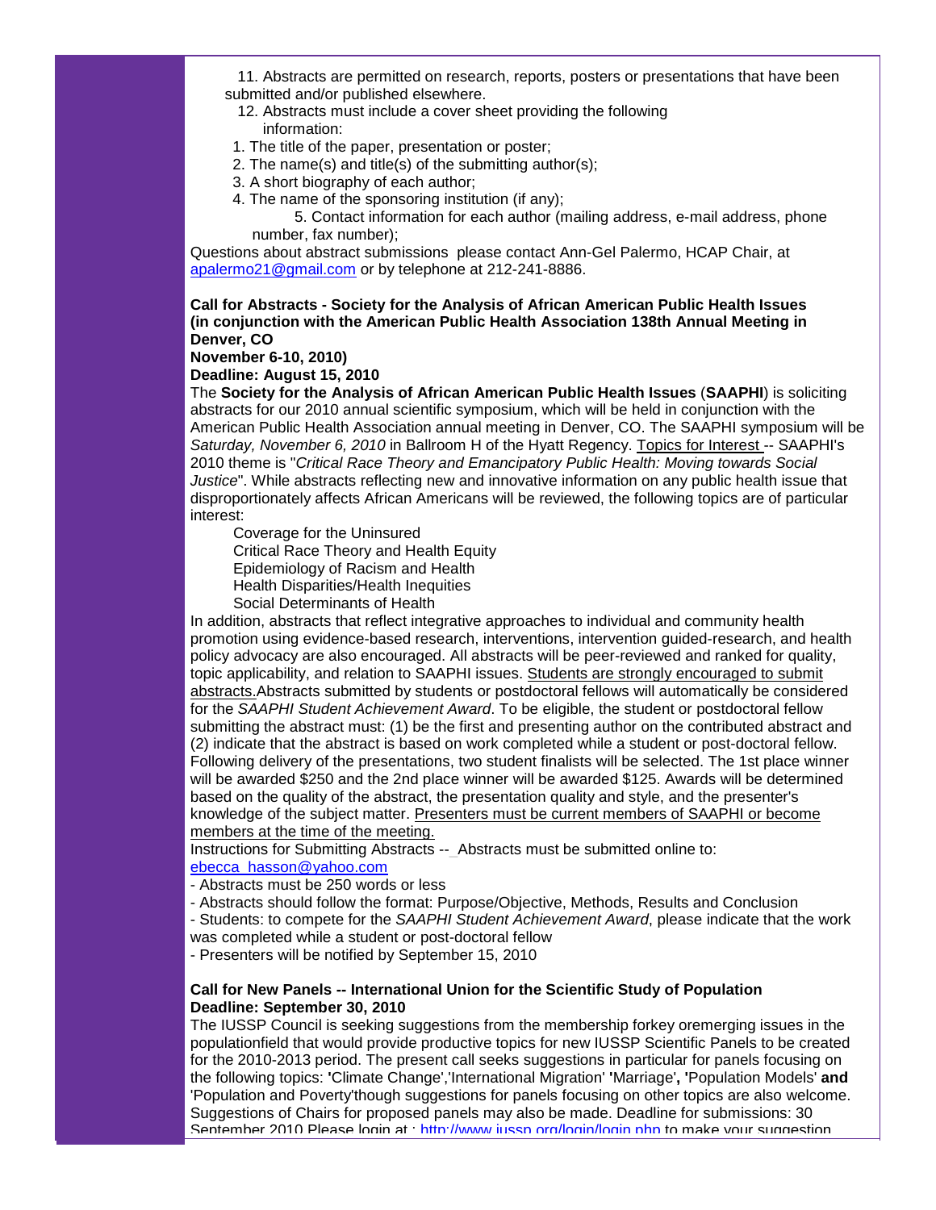11. Abstracts are permitted on research, reports, posters or presentations that have been submitted and/or published elsewhere.
12. Abstracts must include a cover sheet providing the following information:
   1. The title of the paper, presentation or poster;
   2. The name(s) and title(s) of the submitting author(s);
   3. A short biography of each author;
   4. The name of the sponsoring institution (if any);
   5. Contact information for each author (mailing address, e-mail address, phone number, fax number);

Questions about abstract submissions please contact Ann-Gel Palermo, HCAP Chair, at apalermo21@gmail.com or by telephone at 212-241-8886.

**Call for Abstracts - Society for the Analysis of African American Public Health Issues (in conjunction with the American Public Health Association 138th Annual Meeting in Denver, CO**
**November 6-10, 2010)**
**Deadline: August 15, 2010**

The **Society for the Analysis of African American Public Health Issues** (**SAAPHI**) is soliciting abstracts for our 2010 annual scientific symposium, which will be held in conjunction with the American Public Health Association annual meeting in Denver, CO. The SAAPHI symposium will be *Saturday, November 6, 2010* in Ballroom H of the Hyatt Regency. Topics for Interest -- SAAPHI's 2010 theme is "*Critical Race Theory and Emancipatory Public Health: Moving towards Social Justice*". While abstracts reflecting new and innovative information on any public health issue that disproportionately affects African Americans will be reviewed, the following topics are of particular interest:

- Coverage for the Uninsured
- Critical Race Theory and Health Equity
- Epidemiology of Racism and Health
- Health Disparities/Health Inequities
- Social Determinants of Health

In addition, abstracts that reflect integrative approaches to individual and community health promotion using evidence-based research, interventions, intervention guided-research, and health policy advocacy are also encouraged. All abstracts will be peer-reviewed and ranked for quality, topic applicability, and relation to SAAPHI issues. Students are strongly encouraged to submit abstracts.Abstracts submitted by students or postdoctoral fellows will automatically be considered for the *SAAPHI Student Achievement Award*. To be eligible, the student or postdoctoral fellow submitting the abstract must: (1) be the first and presenting author on the contributed abstract and (2) indicate that the abstract is based on work completed while a student or post-doctoral fellow. Following delivery of the presentations, two student finalists will be selected. The 1st place winner will be awarded $250 and the 2nd place winner will be awarded $125. Awards will be determined based on the quality of the abstract, the presentation quality and style, and the presenter's knowledge of the subject matter. Presenters must be current members of SAAPHI or become members at the time of the meeting.

Instructions for Submitting Abstracts -- Abstracts must be submitted online to: ebecca_hasson@yahoo.com

- Abstracts must be 250 words or less
- Abstracts should follow the format: Purpose/Objective, Methods, Results and Conclusion
- Students: to compete for the *SAAPHI Student Achievement Award*, please indicate that the work was completed while a student or post-doctoral fellow
- Presenters will be notified by September 15, 2010

**Call for New Panels -- International Union for the Scientific Study of Population**
**Deadline: September 30, 2010**

The IUSSP Council is seeking suggestions from the membership forkey oremerging issues in the populationfield that would provide productive topics for new IUSSP Scientific Panels to be created for the 2010-2013 period. The present call seeks suggestions in particular for panels focusing on the following topics: **'**Climate Change','International Migration' **'**Marriage'**, '**Population Models' **and** 'Population and Poverty'though suggestions for panels focusing on other topics are also welcome. Suggestions of Chairs for proposed panels may also be made. Deadline for submissions: 30 September 2010 Please login at : http://www.iussp.org/login/login.php to make your suggestion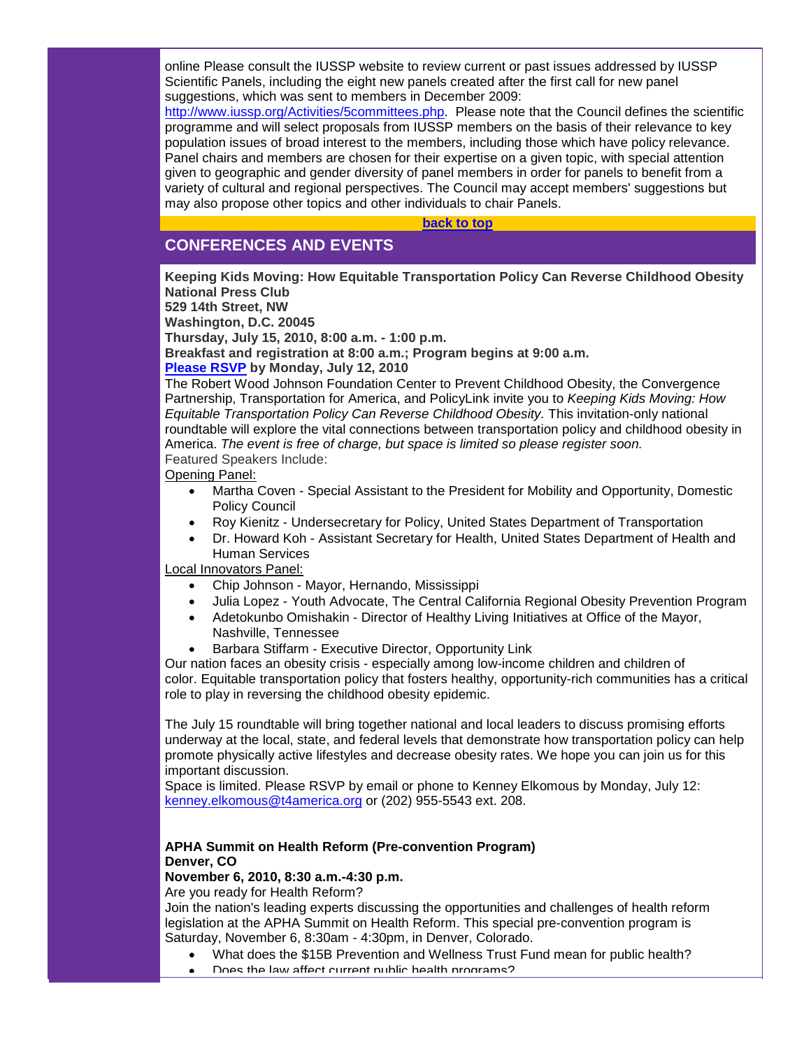online Please consult the IUSSP website to review current or past issues addressed by IUSSP Scientific Panels, including the eight new panels created after the first call for new panel suggestions, which was sent to members in December 2009: http://www.iussp.org/Activities/5committees.php. Please note that the Council defines the scientific programme and will select proposals from IUSSP members on the basis of their relevance to key population issues of broad interest to the members, including those which have policy relevance. Panel chairs and members are chosen for their expertise on a given topic, with special attention given to geographic and gender diversity of panel members in order for panels to benefit from a variety of cultural and regional perspectives. The Council may accept members' suggestions but may also propose other topics and other individuals to chair Panels.

**back to top**

## CONFERENCES AND EVENTS

**Keeping Kids Moving: How Equitable Transportation Policy Can Reverse Childhood Obesity**
**National Press Club**
**529 14th Street, NW**
**Washington, D.C. 20045**
**Thursday, July 15, 2010, 8:00 a.m. - 1:00 p.m.**
**Breakfast and registration at 8:00 a.m.; Program begins at 9:00 a.m.**
**Please RSVP by Monday, July 12, 2010**

The Robert Wood Johnson Foundation Center to Prevent Childhood Obesity, the Convergence Partnership, Transportation for America, and PolicyLink invite you to *Keeping Kids Moving: How Equitable Transportation Policy Can Reverse Childhood Obesity.* This invitation-only national roundtable will explore the vital connections between transportation policy and childhood obesity in America. *The event is free of charge, but space is limited so please register soon.*

Featured Speakers Include:

Opening Panel:

- Martha Coven - Special Assistant to the President for Mobility and Opportunity, Domestic Policy Council
- Roy Kienitz - Undersecretary for Policy, United States Department of Transportation
- Dr. Howard Koh - Assistant Secretary for Health, United States Department of Health and Human Services

Local Innovators Panel:

- Chip Johnson - Mayor, Hernando, Mississippi
- Julia Lopez - Youth Advocate, The Central California Regional Obesity Prevention Program
- Adetokunbo Omishakin - Director of Healthy Living Initiatives at Office of the Mayor, Nashville, Tennessee
- Barbara Stiffarm - Executive Director, Opportunity Link

Our nation faces an obesity crisis - especially among low-income children and children of color. Equitable transportation policy that fosters healthy, opportunity-rich communities has a critical role to play in reversing the childhood obesity epidemic.

The July 15 roundtable will bring together national and local leaders to discuss promising efforts underway at the local, state, and federal levels that demonstrate how transportation policy can help promote physically active lifestyles and decrease obesity rates. We hope you can join us for this important discussion.

Space is limited. Please RSVP by email or phone to Kenney Elkomous by Monday, July 12: kenney.elkomous@t4america.org or (202) 955-5543 ext. 208.

**APHA Summit on Health Reform (Pre-convention Program)**
**Denver, CO**
**November 6, 2010, 8:30 a.m.-4:30 p.m.**

Are you ready for Health Reform?

Join the nation's leading experts discussing the opportunities and challenges of health reform legislation at the APHA Summit on Health Reform. This special pre-convention program is Saturday, November 6, 8:30am - 4:30pm, in Denver, Colorado.

- What does the $15B Prevention and Wellness Trust Fund mean for public health?
- Does the law affect current public health programs?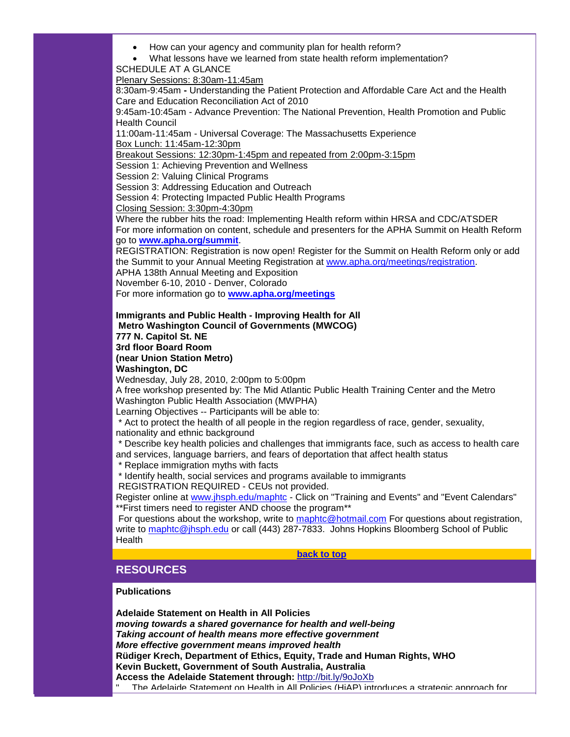- How can your agency and community plan for health reform?
- What lessons have we learned from state health reform implementation?

SCHEDULE AT A GLANCE

Plenary Sessions: 8:30am-11:45am

8:30am-9:45am **-** Understanding the Patient Protection and Affordable Care Act and the Health Care and Education Reconciliation Act of 2010

9:45am-10:45am - Advance Prevention: The National Prevention, Health Promotion and Public Health Council

11:00am-11:45am - Universal Coverage: The Massachusetts Experience

Box Lunch: 11:45am-12:30pm

Breakout Sessions: 12:30pm-1:45pm and repeated from 2:00pm-3:15pm

Session 1: Achieving Prevention and Wellness

Session 2: Valuing Clinical Programs

Session 3: Addressing Education and Outreach

Session 4: Protecting Impacted Public Health Programs

Closing Session: 3:30pm-4:30pm

Where the rubber hits the road: Implementing Health reform within HRSA and CDC/ATSDER

For more information on content, schedule and presenters for the APHA Summit on Health Reform go to **www.apha.org/summit**.

REGISTRATION: Registration is now open! Register for the Summit on Health Reform only or add the Summit to your Annual Meeting Registration at www.apha.org/meetings/registration.

APHA 138th Annual Meeting and Exposition

November 6-10, 2010 - Denver, Colorado

For more information go to **www.apha.org/meetings**

**Immigrants and Public Health - Improving Health for All**
**Metro Washington Council of Governments (MWCOG)**
**777 N. Capitol St. NE**
**3rd floor Board Room**
**(near Union Station Metro)**
**Washington, DC**

Wednesday, July 28, 2010, 2:00pm to 5:00pm

A free workshop presented by: The Mid Atlantic Public Health Training Center and the Metro Washington Public Health Association (MWPHA)

Learning Objectives -- Participants will be able to:

* Act to protect the health of all people in the region regardless of race, gender, sexuality, nationality and ethnic background
* Describe key health policies and challenges that immigrants face, such as access to health care and services, language barriers, and fears of deportation that affect health status
* Replace immigration myths with facts
* Identify health, social services and programs available to immigrants

REGISTRATION REQUIRED - CEUs not provided.

Register online at www.jhsph.edu/maphtc - Click on "Training and Events" and "Event Calendars"

**First timers need to register AND choose the program**

For questions about the workshop, write to maphtc@hotmail.com For questions about registration, write to maphtc@jhsph.edu or call (443) 287-7833. Johns Hopkins Bloomberg School of Public Health

**back to top**

## RESOURCES

**Publications**

**Adelaide Statement on Health in All Policies**
***moving towards a shared governance for health and well-being***
***Taking account of health means more effective government***
***More effective government means improved health***
**Rüdiger Krech, Department of Ethics, Equity, Trade and Human Rights, WHO**
**Kevin Buckett, Government of South Australia, Australia**
**Access the Adelaide Statement through:** http://bit.ly/9oJoXb

" The Adelaide Statement on Health in All Policies (HiAP) introduces a strategic approach for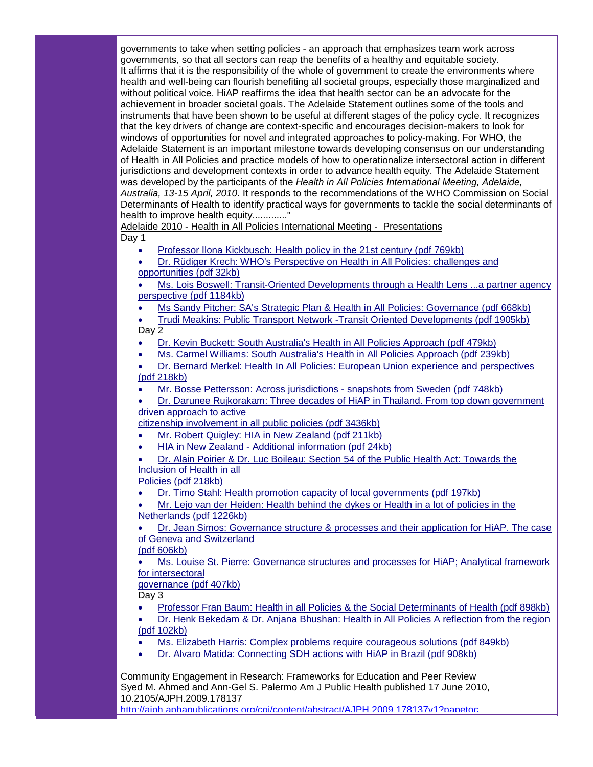governments to take when setting policies - an approach that emphasizes team work across governments, so that all sectors can reap the benefits of a healthy and equitable society. It affirms that it is the responsibility of the whole of government to create the environments where health and well-being can flourish benefiting all societal groups, especially those marginalized and without political voice. HiAP reaffirms the idea that health sector can be an advocate for the achievement in broader societal goals. The Adelaide Statement outlines some of the tools and instruments that have been shown to be useful at different stages of the policy cycle. It recognizes that the key drivers of change are context-specific and encourages decision-makers to look for windows of opportunities for novel and integrated approaches to policy-making. For WHO, the Adelaide Statement is an important milestone towards developing consensus on our understanding of Health in All Policies and practice models of how to operationalize intersectoral action in different jurisdictions and development contexts in order to advance health equity. The Adelaide Statement was developed by the participants of the *Health in All Policies International Meeting, Adelaide, Australia, 13-15 April, 2010*. It responds to the recommendations of the WHO Commission on Social Determinants of Health to identify practical ways for governments to tackle the social determinants of health to improve health equity............"

Adelaide 2010 - Health in All Policies International Meeting - Presentations

Day 1

- Professor Ilona Kickbusch: Health policy in the 21st century (pdf 769kb)
- Dr. Rüdiger Krech: WHO's Perspective on Health in All Policies: challenges and opportunities (pdf 32kb)
- Ms. Lois Boswell: Transit-Oriented Developments through a Health Lens ...a partner agency perspective (pdf 1184kb)
- Ms Sandy Pitcher: SA's Strategic Plan & Health in All Policies: Governance (pdf 668kb)
- Trudi Meakins: Public Transport Network -Transit Oriented Developments (pdf 1905kb)

Day 2

- Dr. Kevin Buckett: South Australia's Health in All Policies Approach (pdf 479kb)
- Ms. Carmel Williams: South Australia's Health in All Policies Approach (pdf 239kb)
- Dr. Bernard Merkel: Health In All Policies: European Union experience and perspectives (pdf 218kb)
- Mr. Bosse Pettersson: Across jurisdictions - snapshots from Sweden (pdf 748kb)
- Dr. Darunee Rujkorakam: Three decades of HiAP in Thailand. From top down government driven approach to active citizenship involvement in all public policies (pdf 3436kb)
- Mr. Robert Quigley: HIA in New Zealand (pdf 211kb)
- HIA in New Zealand - Additional information (pdf 24kb)
- Dr. Alain Poirier & Dr. Luc Boileau: Section 54 of the Public Health Act: Towards the Inclusion of Health in all Policies (pdf 218kb)
- Dr. Timo Stahl: Health promotion capacity of local governments (pdf 197kb)
- Mr. Lejo van der Heiden: Health behind the dykes or Health in a lot of policies in the Netherlands (pdf 1226kb)
- Dr. Jean Simos: Governance structure & processes and their application for HiAP. The case of Geneva and Switzerland (pdf 606kb)
- Ms. Louise St. Pierre: Governance structures and processes for HiAP; Analytical framework for intersectoral governance (pdf 407kb)

Day 3

- Professor Fran Baum: Health in all Policies & the Social Determinants of Health (pdf 898kb)
- Dr. Henk Bekedam & Dr. Anjana Bhushan: Health in All Policies A reflection from the region (pdf 102kb)
- Ms. Elizabeth Harris: Complex problems require courageous solutions (pdf 849kb)
- Dr. Alvaro Matida: Connecting SDH actions with HiAP in Brazil (pdf 908kb)

Community Engagement in Research: Frameworks for Education and Peer Review
Syed M. Ahmed and Ann-Gel S. Palermo Am J Public Health published 17 June 2010, 10.2105/AJPH.2009.178137
http://ajph.aphapublications.org/cgi/content/abstract/AJPH.2009.178137v1?papetoc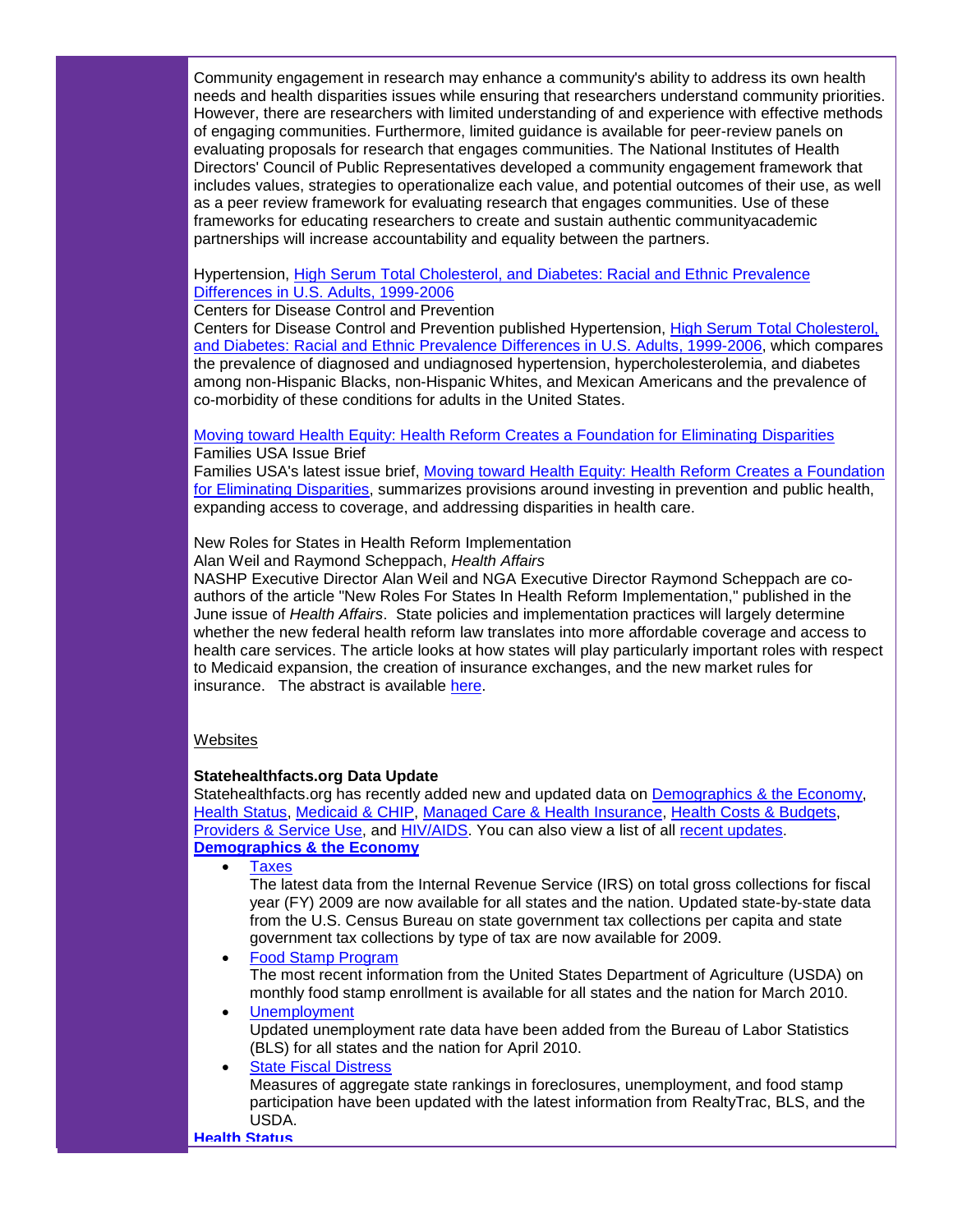Community engagement in research may enhance a community's ability to address its own health needs and health disparities issues while ensuring that researchers understand community priorities. However, there are researchers with limited understanding of and experience with effective methods of engaging communities. Furthermore, limited guidance is available for peer-review panels on evaluating proposals for research that engages communities. The National Institutes of Health Directors' Council of Public Representatives developed a community engagement framework that includes values, strategies to operationalize each value, and potential outcomes of their use, as well as a peer review framework for evaluating research that engages communities. Use of these frameworks for educating researchers to create and sustain authentic communityacademic partnerships will increase accountability and equality between the partners.

Hypertension, High Serum Total Cholesterol, and Diabetes: Racial and Ethnic Prevalence Differences in U.S. Adults, 1999-2006
Centers for Disease Control and Prevention
Centers for Disease Control and Prevention published Hypertension, High Serum Total Cholesterol, and Diabetes: Racial and Ethnic Prevalence Differences in U.S. Adults, 1999-2006, which compares the prevalence of diagnosed and undiagnosed hypertension, hypercholesterolemia, and diabetes among non-Hispanic Blacks, non-Hispanic Whites, and Mexican Americans and the prevalence of co-morbidity of these conditions for adults in the United States.

Moving toward Health Equity: Health Reform Creates a Foundation for Eliminating Disparities
Families USA Issue Brief
Families USA's latest issue brief, Moving toward Health Equity: Health Reform Creates a Foundation for Eliminating Disparities, summarizes provisions around investing in prevention and public health, expanding access to coverage, and addressing disparities in health care.

New Roles for States in Health Reform Implementation
Alan Weil and Raymond Scheppach, *Health Affairs*
NASHP Executive Director Alan Weil and NGA Executive Director Raymond Scheppach are co-authors of the article "New Roles For States In Health Reform Implementation," published in the June issue of *Health Affairs*. State policies and implementation practices will largely determine whether the new federal health reform law translates into more affordable coverage and access to health care services. The article looks at how states will play particularly important roles with respect to Medicaid expansion, the creation of insurance exchanges, and the new market rules for insurance. The abstract is available here.

Websites

**Statehealthfacts.org Data Update**
Statehealthfacts.org has recently added new and updated data on Demographics & the Economy, Health Status, Medicaid & CHIP, Managed Care & Health Insurance, Health Costs & Budgets, Providers & Service Use, and HIV/AIDS. You can also view a list of all recent updates.
**Demographics & the Economy**

- Taxes
  The latest data from the Internal Revenue Service (IRS) on total gross collections for fiscal year (FY) 2009 are now available for all states and the nation. Updated state-by-state data from the U.S. Census Bureau on state government tax collections per capita and state government tax collections by type of tax are now available for 2009.
- Food Stamp Program
  The most recent information from the United States Department of Agriculture (USDA) on monthly food stamp enrollment is available for all states and the nation for March 2010.
- Unemployment
  Updated unemployment rate data have been added from the Bureau of Labor Statistics (BLS) for all states and the nation for April 2010.
- State Fiscal Distress
  Measures of aggregate state rankings in foreclosures, unemployment, and food stamp participation have been updated with the latest information from RealtyTrac, BLS, and the USDA.

**Health Status**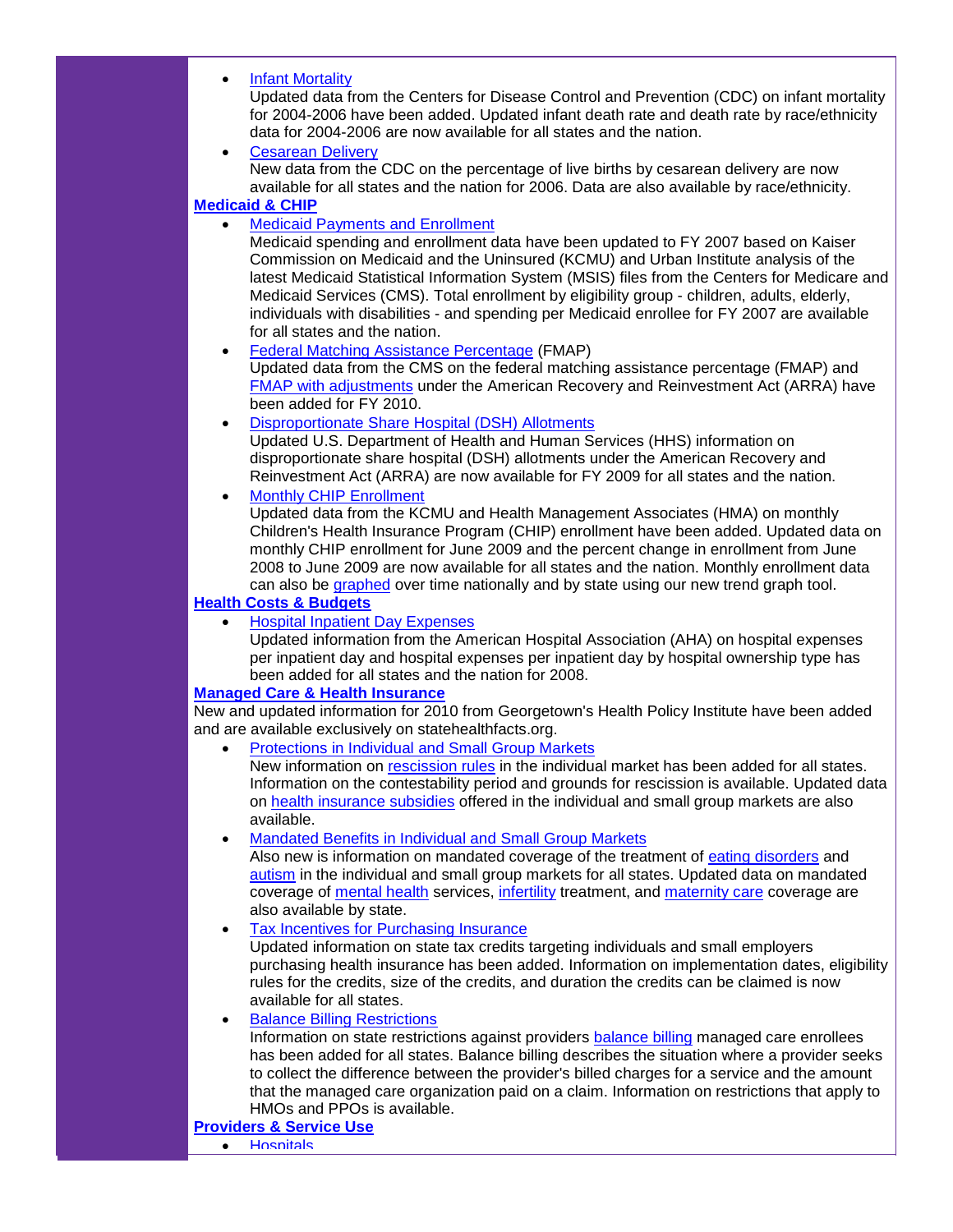- Infant Mortality
  Updated data from the Centers for Disease Control and Prevention (CDC) on infant mortality for 2004-2006 have been added. Updated infant death rate and death rate by race/ethnicity data for 2004-2006 are now available for all states and the nation.
- Cesarean Delivery
  New data from the CDC on the percentage of live births by cesarean delivery are now available for all states and the nation for 2006. Data are also available by race/ethnicity.

**Medicaid & CHIP**

- Medicaid Payments and Enrollment
  Medicaid spending and enrollment data have been updated to FY 2007 based on Kaiser Commission on Medicaid and the Uninsured (KCMU) and Urban Institute analysis of the latest Medicaid Statistical Information System (MSIS) files from the Centers for Medicare and Medicaid Services (CMS). Total enrollment by eligibility group - children, adults, elderly, individuals with disabilities - and spending per Medicaid enrollee for FY 2007 are available for all states and the nation.
- Federal Matching Assistance Percentage (FMAP)
  Updated data from the CMS on the federal matching assistance percentage (FMAP) and FMAP with adjustments under the American Recovery and Reinvestment Act (ARRA) have been added for FY 2010.
- Disproportionate Share Hospital (DSH) Allotments
  Updated U.S. Department of Health and Human Services (HHS) information on disproportionate share hospital (DSH) allotments under the American Recovery and Reinvestment Act (ARRA) are now available for FY 2009 for all states and the nation.
- Monthly CHIP Enrollment
  Updated data from the KCMU and Health Management Associates (HMA) on monthly Children's Health Insurance Program (CHIP) enrollment have been added. Updated data on monthly CHIP enrollment for June 2009 and the percent change in enrollment from June 2008 to June 2009 are now available for all states and the nation. Monthly enrollment data can also be graphed over time nationally and by state using our new trend graph tool.

**Health Costs & Budgets**

- Hospital Inpatient Day Expenses
  Updated information from the American Hospital Association (AHA) on hospital expenses per inpatient day and hospital expenses per inpatient day by hospital ownership type has been added for all states and the nation for 2008.

**Managed Care & Health Insurance**

New and updated information for 2010 from Georgetown's Health Policy Institute have been added and are available exclusively on statehealthfacts.org.

- Protections in Individual and Small Group Markets
  New information on rescission rules in the individual market has been added for all states. Information on the contestability period and grounds for rescission is available. Updated data on health insurance subsidies offered in the individual and small group markets are also available.
- Mandated Benefits in Individual and Small Group Markets
  Also new is information on mandated coverage of the treatment of eating disorders and autism in the individual and small group markets for all states. Updated data on mandated coverage of mental health services, infertility treatment, and maternity care coverage are also available by state.
- Tax Incentives for Purchasing Insurance
  Updated information on state tax credits targeting individuals and small employers purchasing health insurance has been added. Information on implementation dates, eligibility rules for the credits, size of the credits, and duration the credits can be claimed is now available for all states.
- Balance Billing Restrictions
  Information on state restrictions against providers balance billing managed care enrollees has been added for all states. Balance billing describes the situation where a provider seeks to collect the difference between the provider's billed charges for a service and the amount that the managed care organization paid on a claim. Information on restrictions that apply to HMOs and PPOs is available.

**Providers & Service Use**

- Hospitals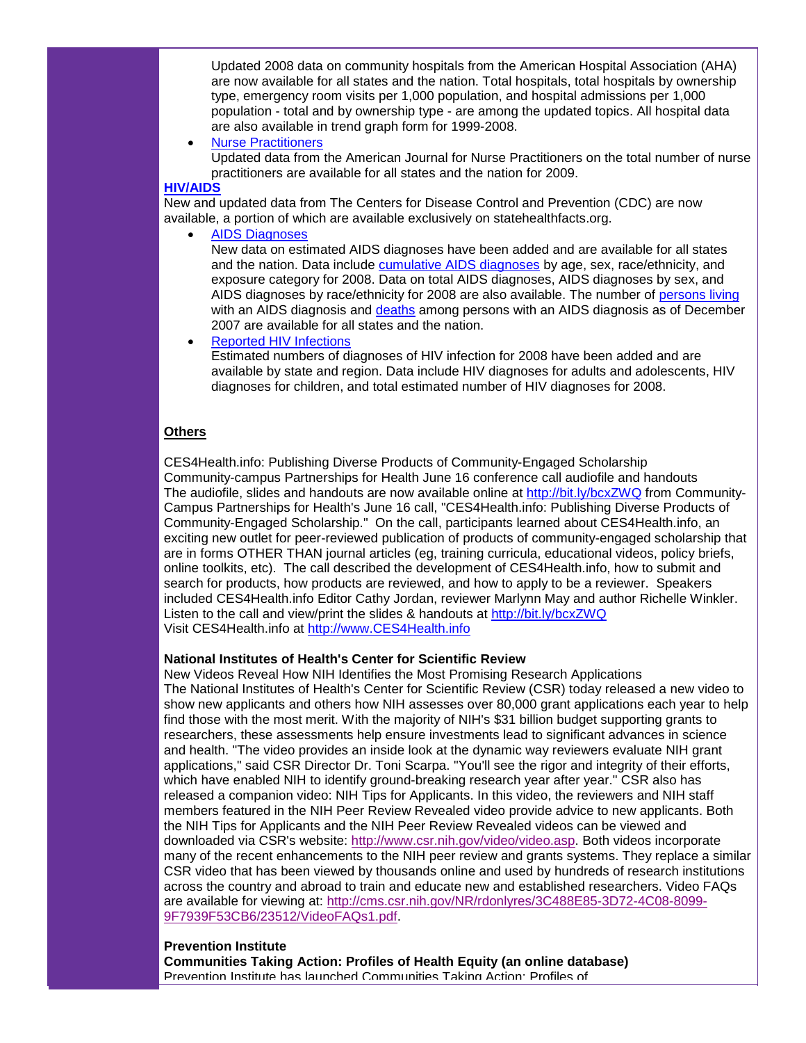Updated 2008 data on community hospitals from the American Hospital Association (AHA) are now available for all states and the nation. Total hospitals, total hospitals by ownership type, emergency room visits per 1,000 population, and hospital admissions per 1,000 population - total and by ownership type - are among the updated topics. All hospital data are also available in trend graph form for 1999-2008.

- Nurse Practitioners
  Updated data from the American Journal for Nurse Practitioners on the total number of nurse practitioners are available for all states and the nation for 2009.

**HIV/AIDS**

New and updated data from The Centers for Disease Control and Prevention (CDC) are now available, a portion of which are available exclusively on statehealthfacts.org.

- AIDS Diagnoses
  New data on estimated AIDS diagnoses have been added and are available for all states and the nation. Data include cumulative AIDS diagnoses by age, sex, race/ethnicity, and exposure category for 2008. Data on total AIDS diagnoses, AIDS diagnoses by sex, and AIDS diagnoses by race/ethnicity for 2008 are also available. The number of persons living with an AIDS diagnosis and deaths among persons with an AIDS diagnosis as of December 2007 are available for all states and the nation.
- Reported HIV Infections
  Estimated numbers of diagnoses of HIV infection for 2008 have been added and are available by state and region. Data include HIV diagnoses for adults and adolescents, HIV diagnoses for children, and total estimated number of HIV diagnoses for 2008.

**Others**

CES4Health.info: Publishing Diverse Products of Community-Engaged Scholarship
Community-campus Partnerships for Health June 16 conference call audiofile and handouts
The audiofile, slides and handouts are now available online at http://bit.ly/bcxZWQ from Community-Campus Partnerships for Health's June 16 call, "CES4Health.info: Publishing Diverse Products of Community-Engaged Scholarship." On the call, participants learned about CES4Health.info, an exciting new outlet for peer-reviewed publication of products of community-engaged scholarship that are in forms OTHER THAN journal articles (eg, training curricula, educational videos, policy briefs, online toolkits, etc). The call described the development of CES4Health.info, how to submit and search for products, how products are reviewed, and how to apply to be a reviewer. Speakers included CES4Health.info Editor Cathy Jordan, reviewer Marlynn May and author Richelle Winkler. Listen to the call and view/print the slides & handouts at http://bit.ly/bcxZWQ
Visit CES4Health.info at http://www.CES4Health.info

**National Institutes of Health's Center for Scientific Review**
New Videos Reveal How NIH Identifies the Most Promising Research Applications
The National Institutes of Health's Center for Scientific Review (CSR) today released a new video to show new applicants and others how NIH assesses over 80,000 grant applications each year to help find those with the most merit. With the majority of NIH's $31 billion budget supporting grants to researchers, these assessments help ensure investments lead to significant advances in science and health. "The video provides an inside look at the dynamic way reviewers evaluate NIH grant applications," said CSR Director Dr. Toni Scarpa. "You'll see the rigor and integrity of their efforts, which have enabled NIH to identify ground-breaking research year after year." CSR also has released a companion video: NIH Tips for Applicants. In this video, the reviewers and NIH staff members featured in the NIH Peer Review Revealed video provide advice to new applicants. Both the NIH Tips for Applicants and the NIH Peer Review Revealed videos can be viewed and downloaded via CSR's website: http://www.csr.nih.gov/video/video.asp. Both videos incorporate many of the recent enhancements to the NIH peer review and grants systems. They replace a similar CSR video that has been viewed by thousands online and used by hundreds of research institutions across the country and abroad to train and educate new and established researchers. Video FAQs are available for viewing at: http://cms.csr.nih.gov/NR/rdonlyres/3C488E85-3D72-4C08-8099-9F7939F53CB6/23512/VideoFAQs1.pdf.

**Prevention Institute**
**Communities Taking Action: Profiles of Health Equity (an online database)**
Prevention Institute has launched Communities Taking Action: Profiles of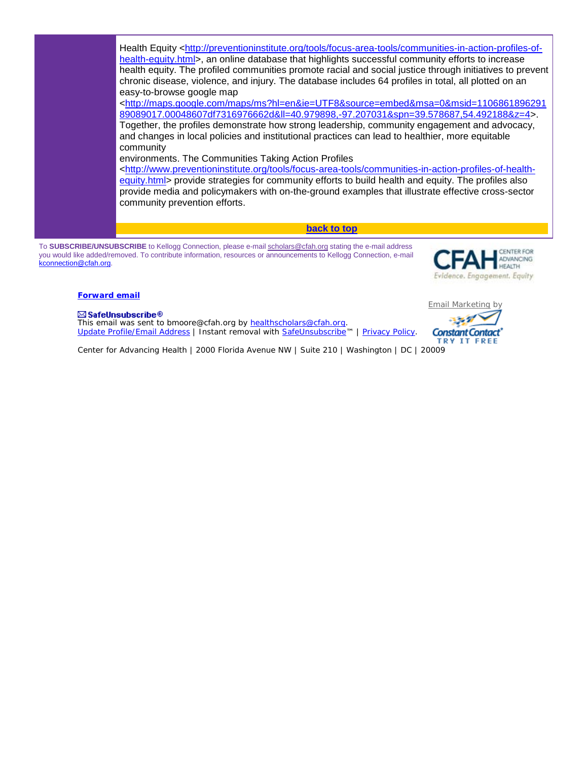Health Equity <http://preventioninstitute.org/tools/focus-area-tools/communities-in-action-profiles-of-health-equity.html>, an online database that highlights successful community efforts to increase health equity. The profiled communities promote racial and social justice through initiatives to prevent chronic disease, violence, and injury. The database includes 64 profiles in total, all plotted on an easy-to-browse google map <http://maps.google.com/maps/ms?hl=en&ie=UTF8&source=embed&msa=0&msid=110686189629189089017.00048607df7316976662d&ll=40.979898,-97.207031&spn=39.578687,54.492188&z=4>. Together, the profiles demonstrate how strong leadership, community engagement and advocacy, and changes in local policies and institutional practices can lead to healthier, more equitable community environments. The Communities Taking Action Profiles <http://www.preventioninstitute.org/tools/focus-area-tools/communities-in-action-profiles-of-health-equity.html> provide strategies for community efforts to build health and equity. The profiles also provide media and policymakers with on-the-ground examples that illustrate effective cross-sector community prevention efforts.

**back to top**

To **SUBSCRIBE/UNSUBSCRIBE** to Kellogg Connection, please e-mail scholars@cfah.org stating the e-mail address you would like added/removed. To contribute information, resources or announcements to Kellogg Connection, e-mail kconnection@cfah.org.

CFAH CENTER FOR ADVANCING HEALTH
Evidence. Engagement. Equity

**Forward email**

SafeUnsubscribe®
This email was sent to bmoore@cfah.org by healthscholars@cfah.org.
Update Profile/Email Address | Instant removal with SafeUnsubscribe™ | Privacy Policy.

Email Marketing by Constant Contact TRY IT FREE

Center for Advancing Health | 2000 Florida Avenue NW | Suite 210 | Washington | DC | 20009